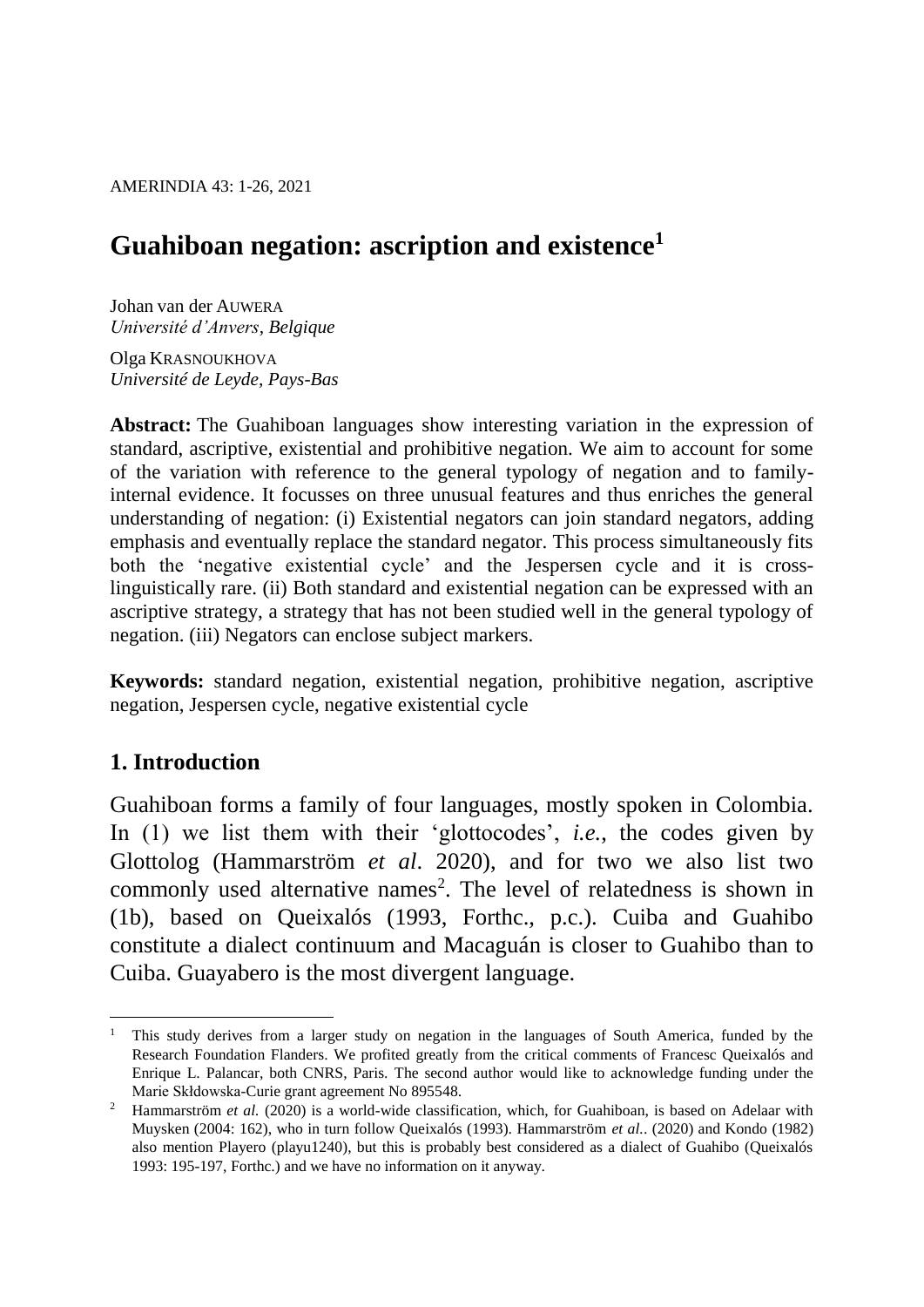# Guahiboan negation: ascription and existence[1]

Johan van der AUWERA
*Université d'Anvers, Belgique*

Olga KRASNOUKHOVA
*Université de Leyde, Pays-Bas*

**Abstract:** The Guahiboan languages show interesting variation in the expression of standard, ascriptive, existential and prohibitive negation. We aim to account for some of the variation with reference to the general typology of negation and to family-internal evidence. It focusses on three unusual features and thus enriches the general understanding of negation: (i) Existential negators can join standard negators, adding emphasis and eventually replace the standard negator. This process simultaneously fits both the 'negative existential cycle' and the Jespersen cycle and it is cross-linguistically rare. (ii) Both standard and existential negation can be expressed with an ascriptive strategy, a strategy that has not been studied well in the general typology of negation. (iii) Negators can enclose subject markers.

**Keywords:** standard negation, existential negation, prohibitive negation, ascriptive negation, Jespersen cycle, negative existential cycle

## 1. Introduction

Guahiboan forms a family of four languages, mostly spoken in Colombia. In (1) we list them with their 'glottocodes', *i.e.*, the codes given by Glottolog (Hammarström *et al*. 2020), and for two we also list two commonly used alternative names[2]. The level of relatedness is shown in (1b), based on Queixalós (1993, Forthc., p.c.). Cuiba and Guahibo constitute a dialect continuum and Macaguán is closer to Guahibo than to Cuiba. Guayabero is the most divergent language.

---

[1] This study derives from a larger study on negation in the languages of South America, funded by the Research Foundation Flanders. We profited greatly from the critical comments of Francesc Queixalós and Enrique L. Palancar, both CNRS, Paris. The second author would like to acknowledge funding under the Marie Skłdowska-Curie grant agreement No 895548.

[2] Hammarström *et al.* (2020) is a world-wide classification, which, for Guahiboan, is based on Adelaar with Muysken (2004: 162), who in turn follow Queixalós (1993). Hammarström *et al.*. (2020) and Kondo (1982) also mention Playero (playu1240), but this is probably best considered as a dialect of Guahibo (Queixalós 1993: 195-197, Forthc.) and we have no information on it anyway.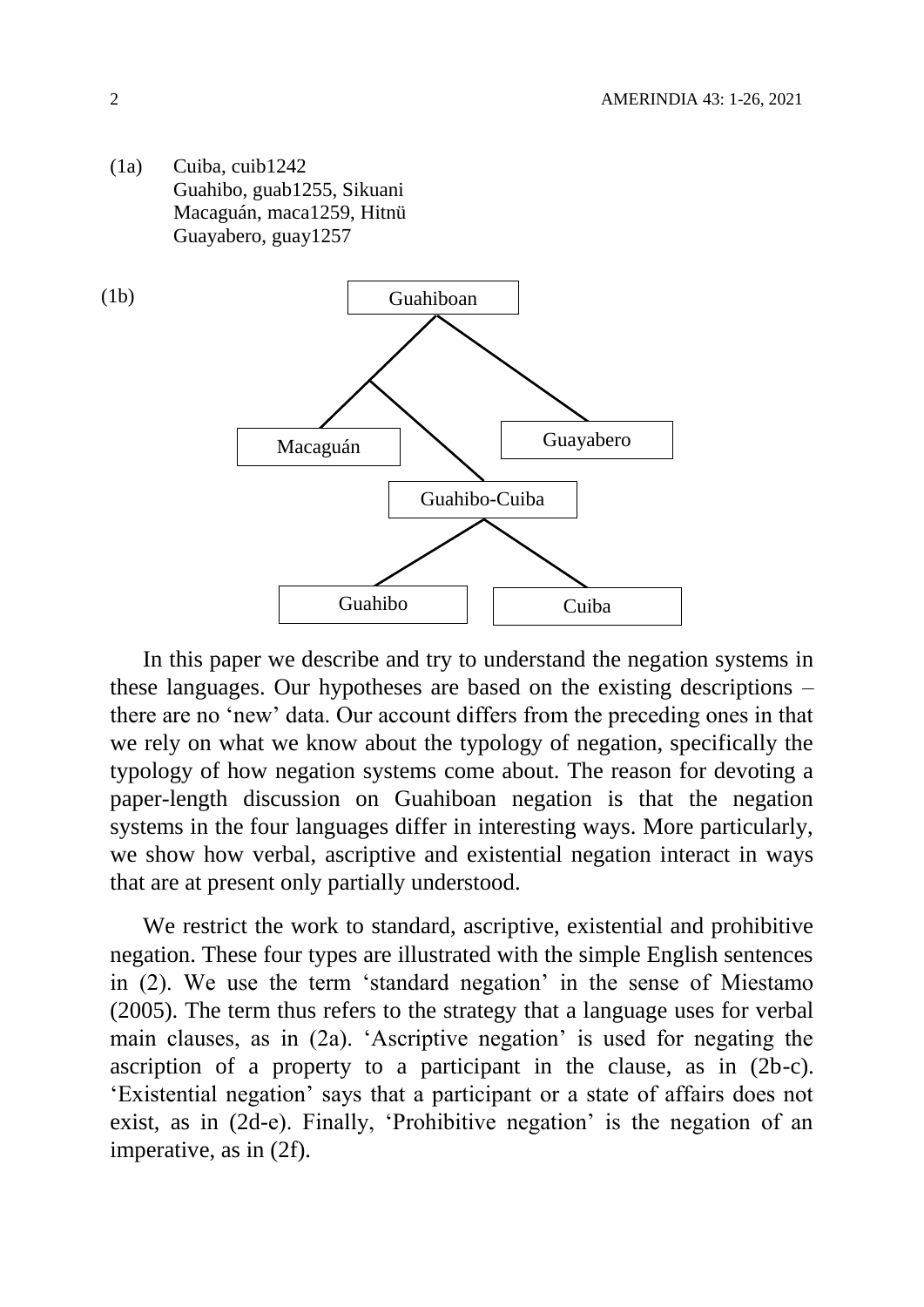(1a) Cuiba, cuib1242
Guahibo, guab1255, Sikuani
Macaguán, maca1259, Hitnü
Guayabero, guay1257

(1b)

```
Guahiboan
├── (unnamed)
│   ├── Macaguán
│   └── Guahibo-Cuiba
│       ├── Guahibo
│       └── Cuiba
└── Guayabero
```

In this paper we describe and try to understand the negation systems in these languages. Our hypotheses are based on the existing descriptions – there are no 'new' data. Our account differs from the preceding ones in that we rely on what we know about the typology of negation, specifically the typology of how negation systems come about. The reason for devoting a paper-length discussion on Guahiboan negation is that the negation systems in the four languages differ in interesting ways. More particularly, we show how verbal, ascriptive and existential negation interact in ways that are at present only partially understood.

We restrict the work to standard, ascriptive, existential and prohibitive negation. These four types are illustrated with the simple English sentences in (2). We use the term 'standard negation' in the sense of Miestamo (2005). The term thus refers to the strategy that a language uses for verbal main clauses, as in (2a). 'Ascriptive negation' is used for negating the ascription of a property to a participant in the clause, as in (2b-c). 'Existential negation' says that a participant or a state of affairs does not exist, as in (2d-e). Finally, 'Prohibitive negation' is the negation of an imperative, as in (2f).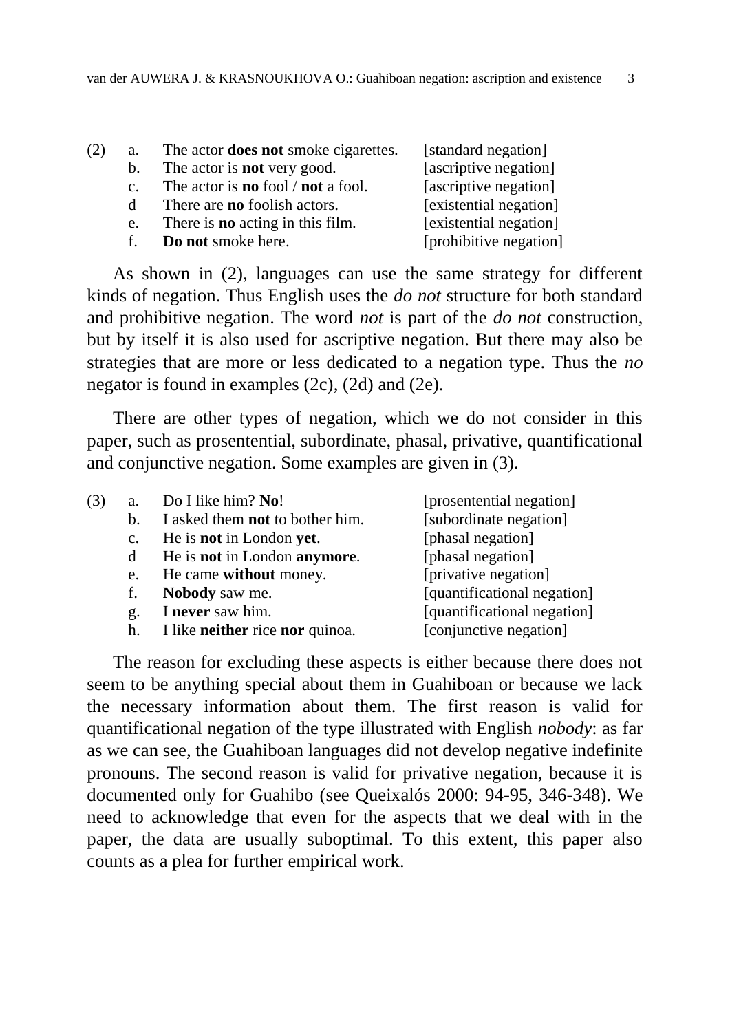(2) a. The actor **does not** smoke cigarettes. [standard negation]
b. The actor is **not** very good. [ascriptive negation]
c. The actor is **no** fool / **not** a fool. [ascriptive negation]
d There are **no** foolish actors. [existential negation]
e. There is **no** acting in this film. [existential negation]
f. **Do not** smoke here. [prohibitive negation]

As shown in (2), languages can use the same strategy for different kinds of negation. Thus English uses the *do not* structure for both standard and prohibitive negation. The word *not* is part of the *do not* construction, but by itself it is also used for ascriptive negation. But there may also be strategies that are more or less dedicated to a negation type. Thus the *no* negator is found in examples (2c), (2d) and (2e).

There are other types of negation, which we do not consider in this paper, such as prosentential, subordinate, phasal, privative, quantificational and conjunctive negation. Some examples are given in (3).

(3) a. Do I like him? **No**! [prosentential negation]
b. I asked them **not** to bother him. [subordinate negation]
c. He is **not** in London **yet**. [phasal negation]
d He is **not** in London **anymore**. [phasal negation]
e. He came **without** money. [privative negation]
f. **Nobody** saw me. [quantificational negation]
g. I **never** saw him. [quantificational negation]
h. I like **neither** rice **nor** quinoa. [conjunctive negation]

The reason for excluding these aspects is either because there does not seem to be anything special about them in Guahiboan or because we lack the necessary information about them. The first reason is valid for quantificational negation of the type illustrated with English *nobody*: as far as we can see, the Guahiboan languages did not develop negative indefinite pronouns. The second reason is valid for privative negation, because it is documented only for Guahibo (see Queixalós 2000: 94-95, 346-348). We need to acknowledge that even for the aspects that we deal with in the paper, the data are usually suboptimal. To this extent, this paper also counts as a plea for further empirical work.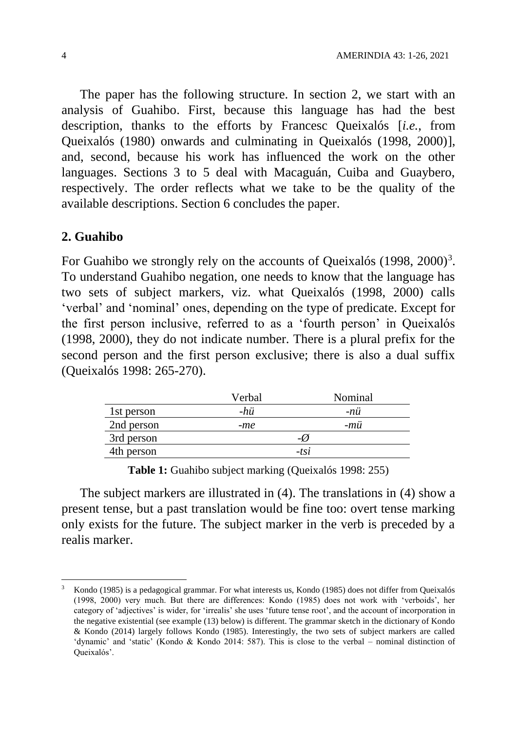The paper has the following structure. In section 2, we start with an analysis of Guahibo. First, because this language has had the best description, thanks to the efforts by Francesc Queixalós [*i.e.*, from Queixalós (1980) onwards and culminating in Queixalós (1998, 2000)], and, second, because his work has influenced the work on the other languages. Sections 3 to 5 deal with Macaguán, Cuiba and Guaybero, respectively. The order reflects what we take to be the quality of the available descriptions. Section 6 concludes the paper.

## 2. Guahibo

For Guahibo we strongly rely on the accounts of Queixalós (1998, 2000)[3]. To understand Guahibo negation, one needs to know that the language has two sets of subject markers, viz. what Queixalós (1998, 2000) calls 'verbal' and 'nominal' ones, depending on the type of predicate. Except for the first person inclusive, referred to as a 'fourth person' in Queixalós (1998, 2000), they do not indicate number. There is a plural prefix for the second person and the first person exclusive; there is also a dual suffix (Queixalós 1998: 265-270).

| | Verbal | Nominal |
|---|---|---|
| 1st person | *-hü* | *-nü* |
| 2nd person | *-me* | *-mü* |
| 3rd person | *-Ø* | |
| 4th person | *-tsi* | |

**Table 1:** Guahibo subject marking (Queixalós 1998: 255)

The subject markers are illustrated in (4). The translations in (4) show a present tense, but a past translation would be fine too: overt tense marking only exists for the future. The subject marker in the verb is preceded by a realis marker.

[3] Kondo (1985) is a pedagogical grammar. For what interests us, Kondo (1985) does not differ from Queixalós (1998, 2000) very much. But there are differences: Kondo (1985) does not work with 'verboids', her category of 'adjectives' is wider, for 'irrealis' she uses 'future tense root', and the account of incorporation in the negative existential (see example (13) below) is different. The grammar sketch in the dictionary of Kondo & Kondo (2014) largely follows Kondo (1985). Interestingly, the two sets of subject markers are called 'dynamic' and 'static' (Kondo & Kondo 2014: 587). This is close to the verbal – nominal distinction of Queixalós'.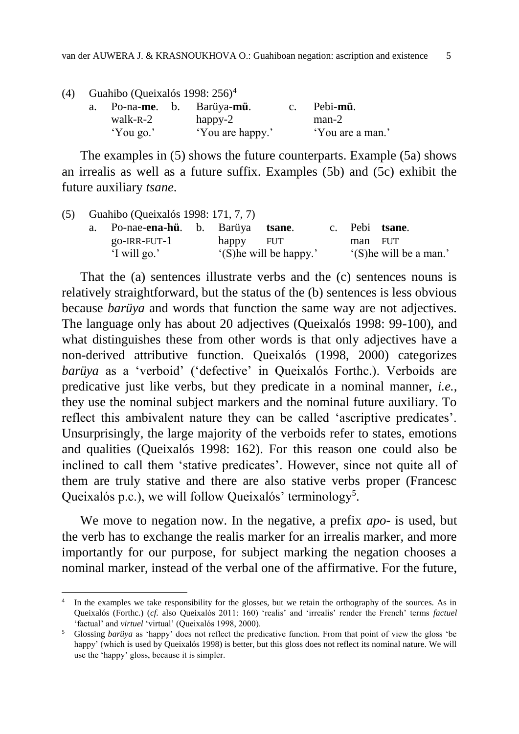(4) Guahibo (Queixalós 1998: 256)[4]

| | | | | | |
|---|---|---|---|---|---|
| a. | Po-na-**me**. | b. | Barüya-**mü**. | c. | Pebi-**mü**. |
| | walk-R-2 | | happy-2 | | man-2 |
| | 'You go.' | | 'You are happy.' | | 'You are a man.' |

The examples in (5) shows the future counterparts. Example (5a) shows an irrealis as well as a future suffix. Examples (5b) and (5c) exhibit the future auxiliary *tsane*.

(5) Guahibo (Queixalós 1998: 171, 7, 7)

| | | | | | |
|---|---|---|---|---|---|
| a. | Po-nae-**ena-hü**. | b. | Barüya **tsane**. | c. | Pebi **tsane**. |
| | go-IRR-FUT-1 | | happy FUT | | man FUT |
| | 'I will go.' | | '(S)he will be happy.' | | '(S)he will be a man.' |

That the (a) sentences illustrate verbs and the (c) sentences nouns is relatively straightforward, but the status of the (b) sentences is less obvious because *barüya* and words that function the same way are not adjectives. The language only has about 20 adjectives (Queixalós 1998: 99-100), and what distinguishes these from other words is that only adjectives have a non-derived attributive function. Queixalós (1998, 2000) categorizes *barüya* as a 'verboid' ('defective' in Queixalós Forthc.). Verboids are predicative just like verbs, but they predicate in a nominal manner, *i.e.*, they use the nominal subject markers and the nominal future auxiliary. To reflect this ambivalent nature they can be called 'ascriptive predicates'. Unsurprisingly, the large majority of the verboids refer to states, emotions and qualities (Queixalós 1998: 162). For this reason one could also be inclined to call them 'stative predicates'. However, since not quite all of them are truly stative and there are also stative verbs proper (Francesc Queixalós p.c.), we will follow Queixalós' terminology[5].

We move to negation now. In the negative, a prefix *apo-* is used, but the verb has to exchange the realis marker for an irrealis marker, and more importantly for our purpose, for subject marking the negation chooses a nominal marker, instead of the verbal one of the affirmative. For the future,

[4] In the examples we take responsibility for the glosses, but we retain the orthography of the sources. As in Queixalós (Forthc.) (*cf.* also Queixalós 2011: 160) 'realis' and 'irrealis' render the French' terms *factuel* 'factual' and *virtuel* 'virtual' (Queixalós 1998, 2000).

[5] Glossing *barüya* as 'happy' does not reflect the predicative function. From that point of view the gloss 'be happy' (which is used by Queixalós 1998) is better, but this gloss does not reflect its nominal nature. We will use the 'happy' gloss, because it is simpler.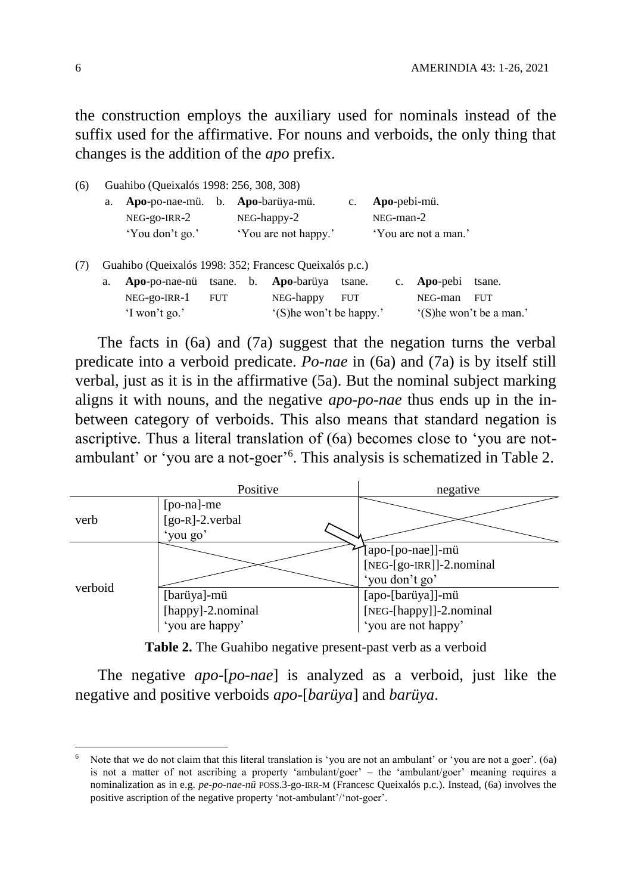the construction employs the auxiliary used for nominals instead of the suffix used for the affirmative. For nouns and verboids, the only thing that changes is the addition of the *apo* prefix.

(6) Guahibo (Queixalós 1998: 256, 308, 308)

| | | | |
|---|---|---|---|
| a. | **Apo**-po-nae-mü. | b. **Apo**-barüya-mü. | c. **Apo**-pebi-mü. |
| | NEG-go-IRR-2 | NEG-happy-2 | NEG-man-2 |
| | 'You don't go.' | 'You are not happy.' | 'You are not a man.' |

(7) Guahibo (Queixalós 1998: 352; Francesc Queixalós p.c.)

| | | | |
|---|---|---|---|
| a. | **Apo**-po-nae-nü tsane. | b. **Apo**-barüya tsane. | c. **Apo**-pebi tsane. |
| | NEG-go-IRR-1 FUT | NEG-happy FUT | NEG-man FUT |
| | 'I won't go.' | '(S)he won't be happy.' | '(S)he won't be a man.' |

The facts in (6a) and (7a) suggest that the negation turns the verbal predicate into a verboid predicate. *Po-nae* in (6a) and (7a) is by itself still verbal, just as it is in the affirmative (5a). But the nominal subject marking aligns it with nouns, and the negative *apo-po-nae* thus ends up in the in-between category of verboids. This also means that standard negation is ascriptive. Thus a literal translation of (6a) becomes close to 'you are not-ambulant' or 'you are a not-goer'[6]. This analysis is schematized in Table 2.

| | Positive | negative |
|---|---|---|
| verb | [po-na]-me<br>[go-R]-2.verbal<br>'you go' | (crossed out) |
| verboid | (crossed out) | [apo-[po-nae]]-mü<br>[NEG-[go-IRR]]-2.nominal<br>'you don't go' |
| | [barüya]-mü<br>[happy]-2.nominal<br>'you are happy' | [apo-[barüya]]-mü<br>[NEG-[happy]]-2.nominal<br>'you are not happy' |

**Table 2.** The Guahibo negative present-past verb as a verboid

The negative *apo*-[*po-nae*] is analyzed as a verboid, just like the negative and positive verboids *apo*-[*barüya*] and *barüya*.

[6] Note that we do not claim that this literal translation is 'you are not an ambulant' or 'you are not a goer'. (6a) is not a matter of not ascribing a property 'ambulant/goer' – the 'ambulant/goer' meaning requires a nominalization as in e.g. *pe-po-nae-nü* POSS.3-go-IRR-M (Francesc Queixalós p.c.). Instead, (6a) involves the positive ascription of the negative property 'not-ambulant'/'not-goer'.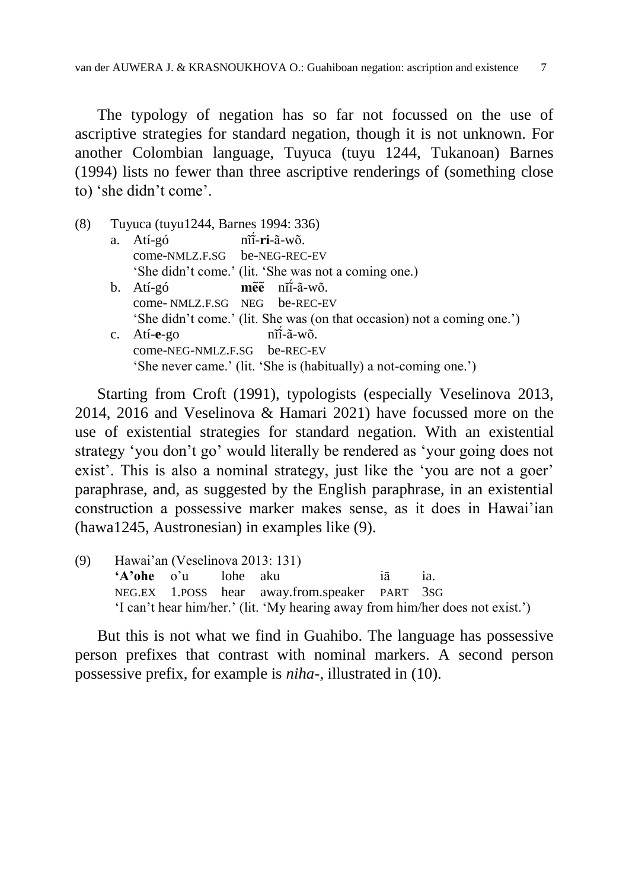The typology of negation has so far not focussed on the use of ascriptive strategies for standard negation, though it is not unknown. For another Colombian language, Tuyuca (tuyu 1244, Tukanoan) Barnes (1994) lists no fewer than three ascriptive renderings of (something close to) 'she didn't come'.

(8) Tuyuca (tuyu1244, Barnes 1994: 336)

a. Atí-gó nĩ́-**ri**-ã-wõ.
   come-NMLZ.F.SG be-NEG-REC-EV
   'She didn't come.' (lit. 'She was not a coming one.)

b. Atí-gó **mẽẽ** nĩ́-ã-wõ.
   come- NMLZ.F.SG NEG be-REC-EV
   'She didn't come.' (lit. She was (on that occasion) not a coming one.')

c. Atí-**e**-go nĩ́-ã-wõ.
   come-NEG-NMLZ.F.SG be-REC-EV
   'She never came.' (lit. 'She is (habitually) a not-coming one.')

Starting from Croft (1991), typologists (especially Veselinova 2013, 2014, 2016 and Veselinova & Hamari 2021) have focussed more on the use of existential strategies for standard negation. With an existential strategy 'you don't go' would literally be rendered as 'your going does not exist'. This is also a nominal strategy, just like the 'you are not a goer' paraphrase, and, as suggested by the English paraphrase, in an existential construction a possessive marker makes sense, as it does in Hawai'ian (hawa1245, Austronesian) in examples like (9).

(9) Hawai'an (Veselinova 2013: 131)

**'A'ohe** o'u lohe aku iā ia.
NEG.EX 1.POSS hear away.from.speaker PART 3SG
'I can't hear him/her.' (lit. 'My hearing away from him/her does not exist.')

But this is not what we find in Guahibo. The language has possessive person prefixes that contrast with nominal markers. A second person possessive prefix, for example is *niha*-, illustrated in (10).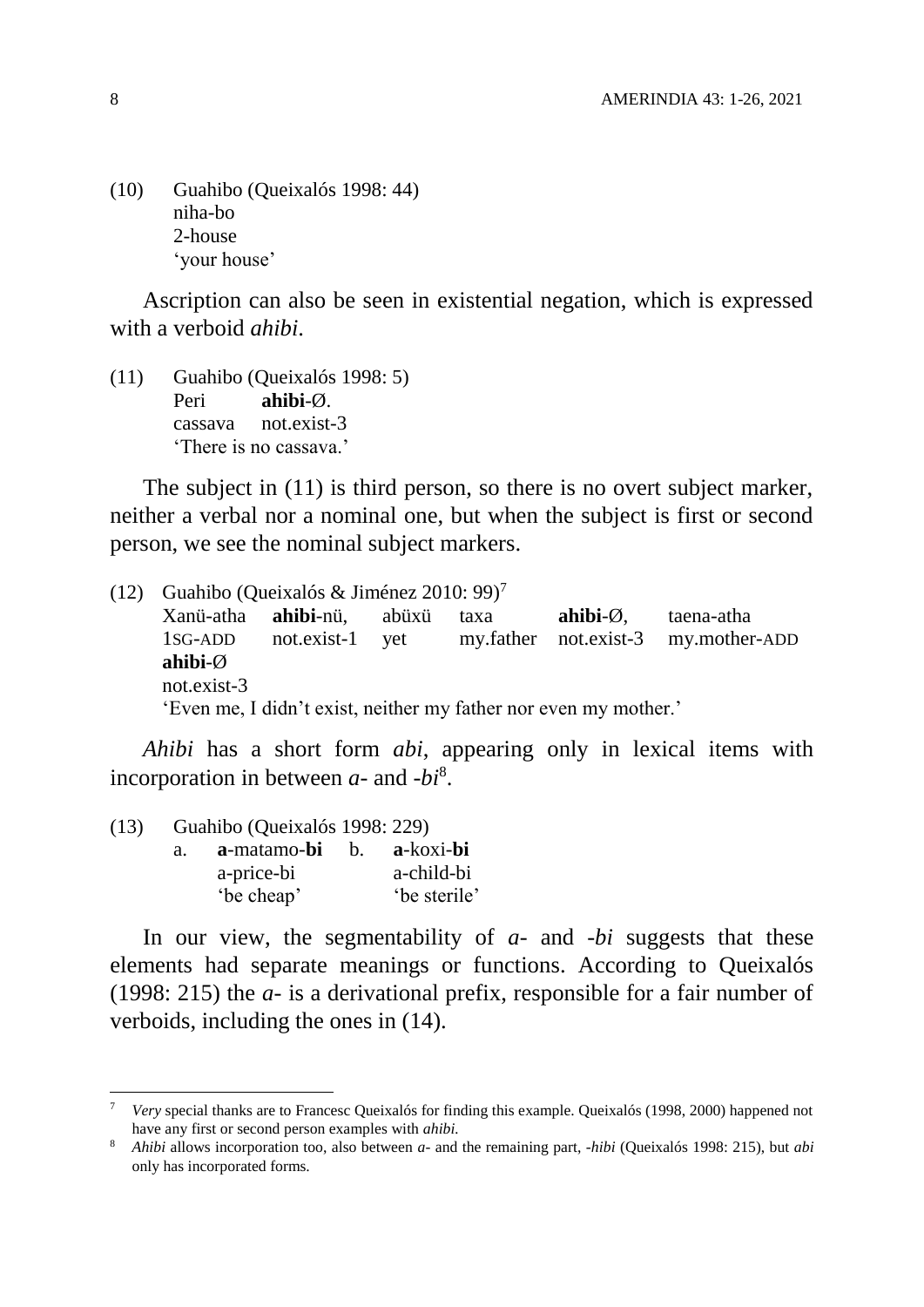(10) Guahibo (Queixalós 1998: 44)
     niha-bo
     2-house
     'your house'

Ascription can also be seen in existential negation, which is expressed with a verboid *ahibi*.

(11) Guahibo (Queixalós 1998: 5)
     Peri **ahibi**-Ø.
     cassava not.exist-3
     'There is no cassava.'

The subject in (11) is third person, so there is no overt subject marker, neither a verbal nor a nominal one, but when the subject is first or second person, we see the nominal subject markers.

(12) Guahibo (Queixalós & Jiménez 2010: 99)[7]
     Xanü-atha **ahibi**-nü, abüxü taxa **ahibi**-Ø, taena-atha
     1SG-ADD not.exist-1 yet my.father not.exist-3 my.mother-ADD
     **ahibi**-Ø
     not.exist-3
     'Even me, I didn't exist, neither my father nor even my mother.'

*Ahibi* has a short form *abi*, appearing only in lexical items with incorporation in between *a-* and *-bi*[8].

(13) Guahibo (Queixalós 1998: 229)
     a. **a**-matamo-**bi**  b. **a**-koxi-**bi**
        a-price-bi      a-child-bi
        'be cheap'      'be sterile'

In our view, the segmentability of *a-* and *-bi* suggests that these elements had separate meanings or functions. According to Queixalós (1998: 215) the *a-* is a derivational prefix, responsible for a fair number of verboids, including the ones in (14).

---

[7] *Very* special thanks are to Francesc Queixalós for finding this example. Queixalós (1998, 2000) happened not have any first or second person examples with *ahibi*.

[8] *Ahibi* allows incorporation too, also between *a-* and the remaining part, *-hibi* (Queixalós 1998: 215), but *abi* only has incorporated forms.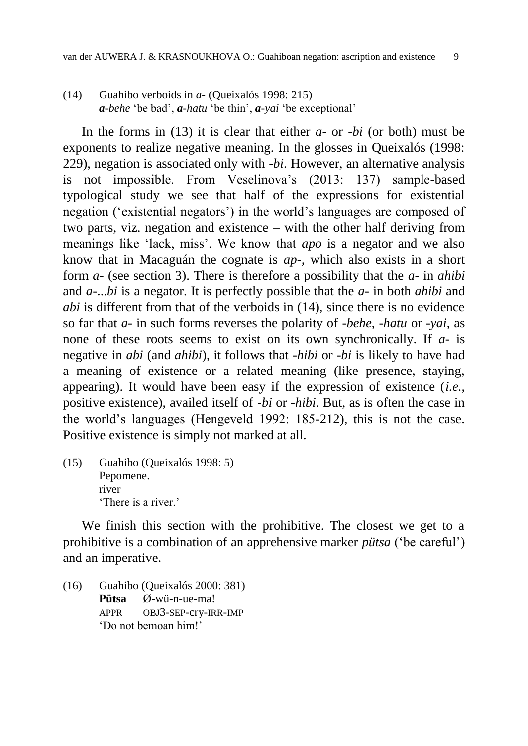(14) Guahibo verboids in *a*- (Queixalós 1998: 215)
***a**-behe* 'be bad', ***a**-hatu* 'be thin', ***a**-yai* 'be exceptional'

In the forms in (13) it is clear that either *a*- or -*bi* (or both) must be exponents to realize negative meaning. In the glosses in Queixalós (1998: 229), negation is associated only with -*bi*. However, an alternative analysis is not impossible. From Veselinova's (2013: 137) sample-based typological study we see that half of the expressions for existential negation ('existential negators') in the world's languages are composed of two parts, viz. negation and existence – with the other half deriving from meanings like 'lack, miss'. We know that *apo* is a negator and we also know that in Macaguán the cognate is *ap*-, which also exists in a short form *a*- (see section 3). There is therefore a possibility that the *a*- in *ahibi* and *a-...bi* is a negator. It is perfectly possible that the *a*- in both *ahibi* and *abi* is different from that of the verboids in (14), since there is no evidence so far that *a*- in such forms reverses the polarity of -*behe*, -*hatu* or -*yai*, as none of these roots seems to exist on its own synchronically. If *a*- is negative in *abi* (and *ahibi*), it follows that -*hibi* or -*bi* is likely to have had a meaning of existence or a related meaning (like presence, staying, appearing). It would have been easy if the expression of existence (*i.e.*, positive existence), availed itself of -*bi* or -*hibi*. But, as is often the case in the world's languages (Hengeveld 1992: 185-212), this is not the case. Positive existence is simply not marked at all.

(15) Guahibo (Queixalós 1998: 5)
Pepomene.
river
'There is a river.'

We finish this section with the prohibitive. The closest we get to a prohibitive is a combination of an apprehensive marker *pütsa* ('be careful') and an imperative.

(16) Guahibo (Queixalós 2000: 381)
**Pütsa** Ø-wü-n-ue-ma!
APPR OBJ3-SEP-cry-IRR-IMP
'Do not bemoan him!'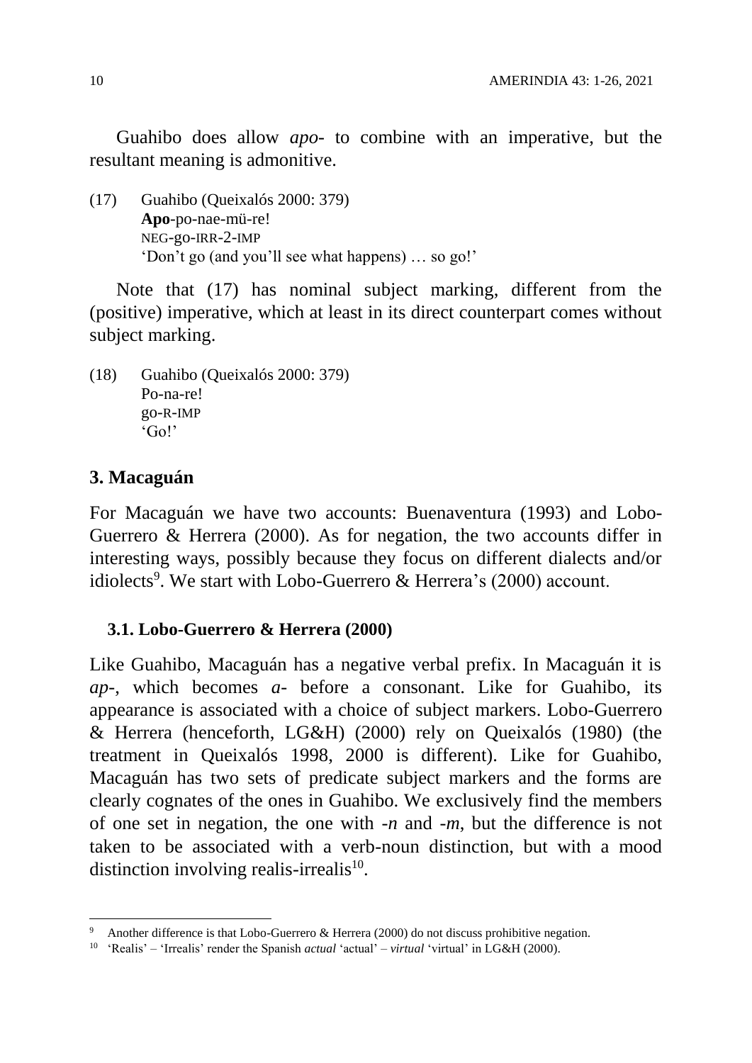Guahibo does allow *apo-* to combine with an imperative, but the resultant meaning is admonitive.

(17) Guahibo (Queixalós 2000: 379)
**Apo**-po-nae-mü-re!
NEG-go-IRR-2-IMP
'Don't go (and you'll see what happens) … so go!'

Note that (17) has nominal subject marking, different from the (positive) imperative, which at least in its direct counterpart comes without subject marking.

(18) Guahibo (Queixalós 2000: 379)
Po-na-re!
go-R-IMP
'Go!'

## 3. Macaguán

For Macaguán we have two accounts: Buenaventura (1993) and Lobo-Guerrero & Herrera (2000). As for negation, the two accounts differ in interesting ways, possibly because they focus on different dialects and/or idiolects[9]. We start with Lobo-Guerrero & Herrera's (2000) account.

### 3.1. Lobo-Guerrero & Herrera (2000)

Like Guahibo, Macaguán has a negative verbal prefix. In Macaguán it is *ap-*, which becomes *a-* before a consonant. Like for Guahibo, its appearance is associated with a choice of subject markers. Lobo-Guerrero & Herrera (henceforth, LG&H) (2000) rely on Queixalós (1980) (the treatment in Queixalós 1998, 2000 is different). Like for Guahibo, Macaguán has two sets of predicate subject markers and the forms are clearly cognates of the ones in Guahibo. We exclusively find the members of one set in negation, the one with *-n* and *-m*, but the difference is not taken to be associated with a verb-noun distinction, but with a mood distinction involving realis-irrealis[10].

[9] Another difference is that Lobo-Guerrero & Herrera (2000) do not discuss prohibitive negation.

[10] 'Realis' – 'Irrealis' render the Spanish *actual* 'actual' – *virtual* 'virtual' in LG&H (2000).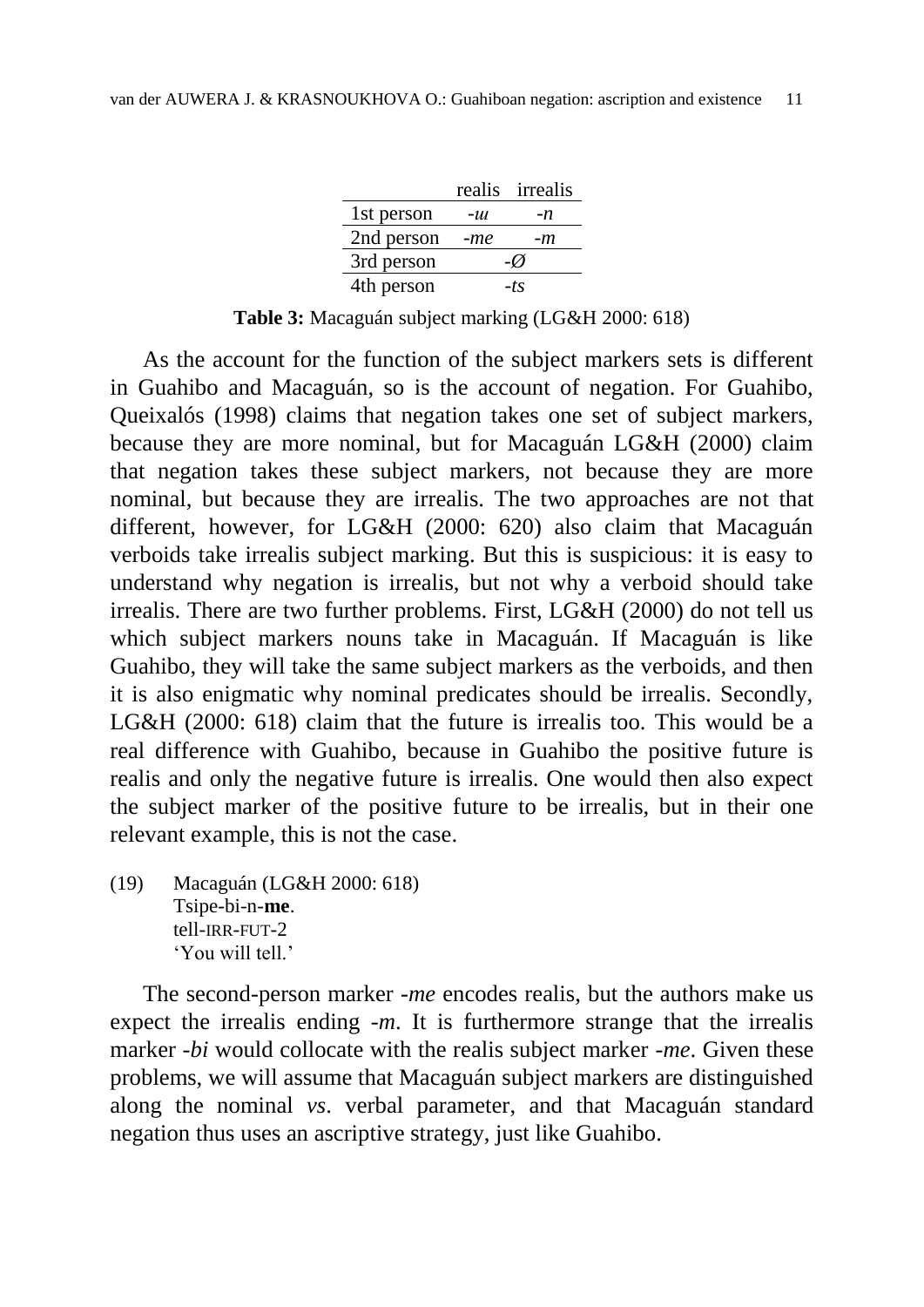| | realis | irrealis |
|---|---|---|
| 1st person | *-ɯ* | *-n* |
| 2nd person | *-me* | *-m* |
| 3rd person | *-Ø* | |
| 4th person | *-ts* | |

**Table 3:** Macaguán subject marking (LG&H 2000: 618)

As the account for the function of the subject markers sets is different in Guahibo and Macaguán, so is the account of negation. For Guahibo, Queixalós (1998) claims that negation takes one set of subject markers, because they are more nominal, but for Macaguán LG&H (2000) claim that negation takes these subject markers, not because they are more nominal, but because they are irrealis. The two approaches are not that different, however, for LG&H (2000: 620) also claim that Macaguán verboids take irrealis subject marking. But this is suspicious: it is easy to understand why negation is irrealis, but not why a verboid should take irrealis. There are two further problems. First, LG&H (2000) do not tell us which subject markers nouns take in Macaguán. If Macaguán is like Guahibo, they will take the same subject markers as the verboids, and then it is also enigmatic why nominal predicates should be irrealis. Secondly, LG&H (2000: 618) claim that the future is irrealis too. This would be a real difference with Guahibo, because in Guahibo the positive future is realis and only the negative future is irrealis. One would then also expect the subject marker of the positive future to be irrealis, but in their one relevant example, this is not the case.

(19) Macaguán (LG&H 2000: 618)
 Tsipe-bi-n-**me**.
 tell-IRR-FUT-2
 'You will tell.'

The second-person marker *-me* encodes realis, but the authors make us expect the irrealis ending *-m*. It is furthermore strange that the irrealis marker *-bi* would collocate with the realis subject marker *-me*. Given these problems, we will assume that Macaguán subject markers are distinguished along the nominal *vs*. verbal parameter, and that Macaguán standard negation thus uses an ascriptive strategy, just like Guahibo.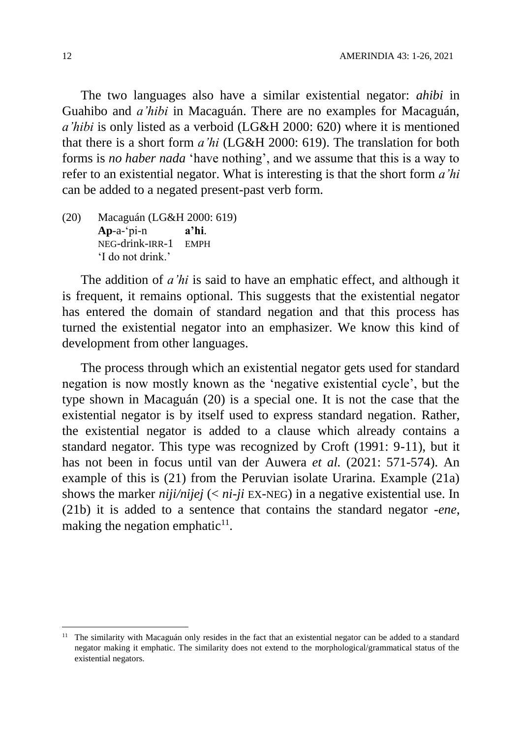The two languages also have a similar existential negator: *ahibi* in Guahibo and *a'hibi* in Macaguán. There are no examples for Macaguán, *a'hibi* is only listed as a verboid (LG&H 2000: 620) where it is mentioned that there is a short form *a'hi* (LG&H 2000: 619). The translation for both forms is *no haber nada* 'have nothing', and we assume that this is a way to refer to an existential negator. What is interesting is that the short form *a'hi* can be added to a negated present-past verb form.

(20) Macaguán (LG&H 2000: 619)
 **Ap**-a-'pi-n **a'hi**.
 NEG-drink-IRR-1 EMPH
 'I do not drink.'

The addition of *a'hi* is said to have an emphatic effect, and although it is frequent, it remains optional. This suggests that the existential negator has entered the domain of standard negation and that this process has turned the existential negator into an emphasizer. We know this kind of development from other languages.

The process through which an existential negator gets used for standard negation is now mostly known as the 'negative existential cycle', but the type shown in Macaguán (20) is a special one. It is not the case that the existential negator is by itself used to express standard negation. Rather, the existential negator is added to a clause which already contains a standard negator. This type was recognized by Croft (1991: 9-11), but it has not been in focus until van der Auwera *et al.* (2021: 571-574). An example of this is (21) from the Peruvian isolate Urarina. Example (21a) shows the marker *niji/nijej* (< *ni-ji* EX-NEG) in a negative existential use. In (21b) it is added to a sentence that contains the standard negator *-ene*, making the negation emphatic[11].

[11] The similarity with Macaguán only resides in the fact that an existential negator can be added to a standard negator making it emphatic. The similarity does not extend to the morphological/grammatical status of the existential negators.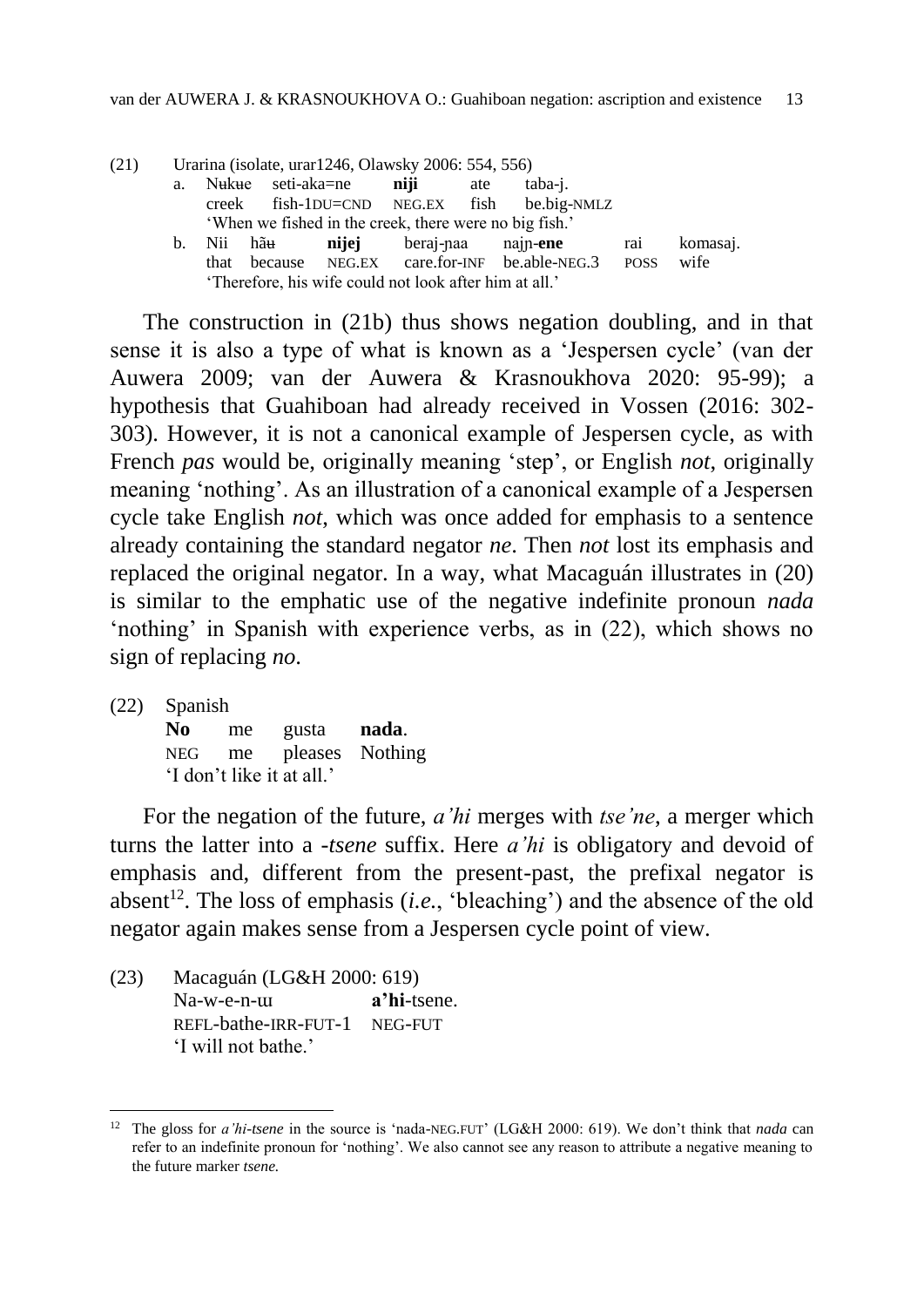(21) Urarina (isolate, urar1246, Olawsky 2006: 554, 556)

a. Nʉkʉe seti-aka=ne **niji** ate taba-j.
   creek fish-1DU=CND NEG.EX fish be.big-NMLZ
   'When we fished in the creek, there were no big fish.'

b. Nii hãʉ **nijej** beraj-ɲaa najɲ-**ene** rai komasaj.
   that because NEG.EX care.for-INF be.able-NEG.3 POSS wife
   'Therefore, his wife could not look after him at all.'

The construction in (21b) thus shows negation doubling, and in that sense it is also a type of what is known as a 'Jespersen cycle' (van der Auwera 2009; van der Auwera & Krasnoukhova 2020: 95-99); a hypothesis that Guahiboan had already received in Vossen (2016: 302-303). However, it is not a canonical example of Jespersen cycle, as with French *pas* would be, originally meaning 'step', or English *not*, originally meaning 'nothing'. As an illustration of a canonical example of a Jespersen cycle take English *not*, which was once added for emphasis to a sentence already containing the standard negator *ne*. Then *not* lost its emphasis and replaced the original negator. In a way, what Macaguán illustrates in (20) is similar to the emphatic use of the negative indefinite pronoun *nada* 'nothing' in Spanish with experience verbs, as in (22), which shows no sign of replacing *no*.

(22) Spanish

**No** me gusta **nada**.
NEG me pleases Nothing
'I don't like it at all.'

For the negation of the future, *a'hi* merges with *tse'ne*, a merger which turns the latter into a *-tsene* suffix. Here *a'hi* is obligatory and devoid of emphasis and, different from the present-past, the prefixal negator is absent[12]. The loss of emphasis (*i.e.*, 'bleaching') and the absence of the old negator again makes sense from a Jespersen cycle point of view.

(23) Macaguán (LG&H 2000: 619)

Na-w-e-n-ɯ **a'hi**-tsene.
REFL-bathe-IRR-FUT-1 NEG-FUT
'I will not bathe.'

[12] The gloss for *a'hi-tsene* in the source is 'nada-NEG.FUT' (LG&H 2000: 619). We don't think that *nada* can refer to an indefinite pronoun for 'nothing'. We also cannot see any reason to attribute a negative meaning to the future marker *tsene.*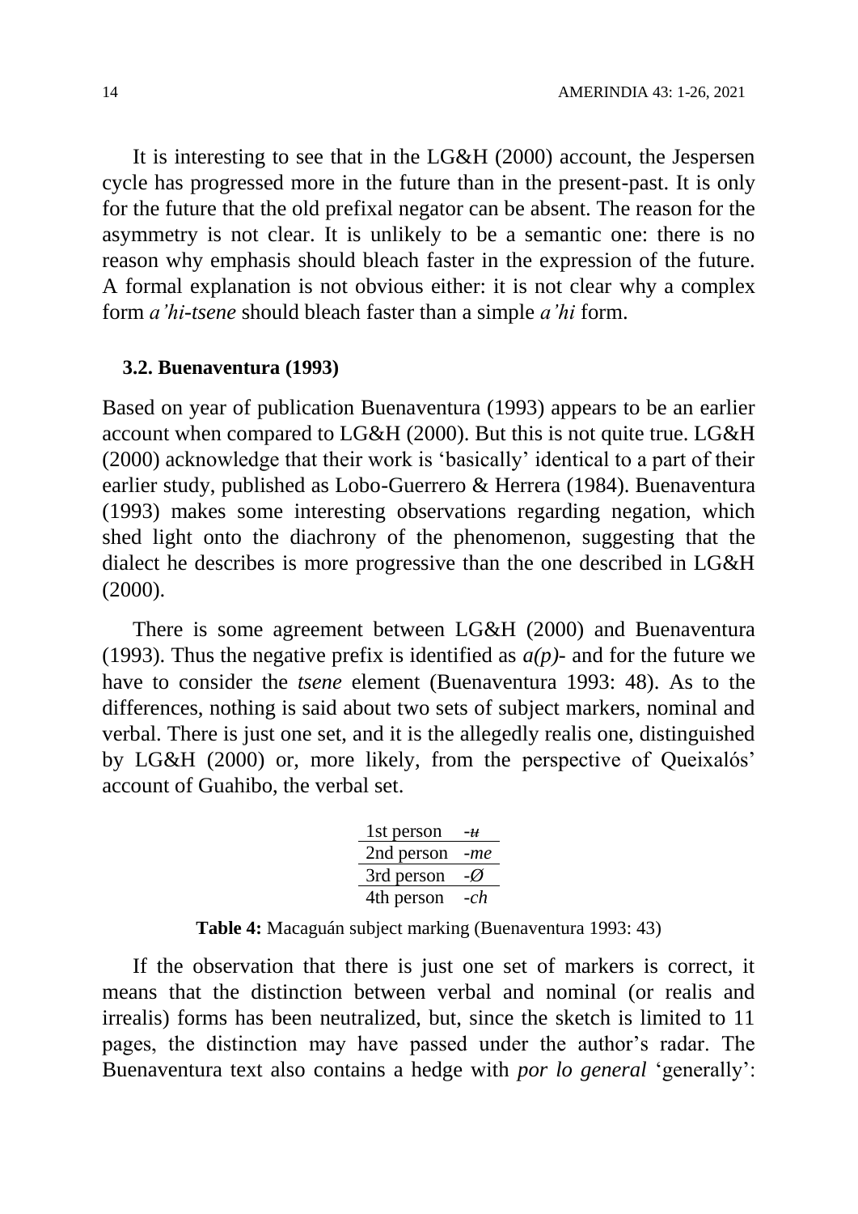It is interesting to see that in the LG&H (2000) account, the Jespersen cycle has progressed more in the future than in the present-past. It is only for the future that the old prefixal negator can be absent. The reason for the asymmetry is not clear. It is unlikely to be a semantic one: there is no reason why emphasis should bleach faster in the expression of the future. A formal explanation is not obvious either: it is not clear why a complex form *a'hi-tsene* should bleach faster than a simple *a'hi* form.

### 3.2. Buenaventura (1993)

Based on year of publication Buenaventura (1993) appears to be an earlier account when compared to LG&H (2000). But this is not quite true. LG&H (2000) acknowledge that their work is 'basically' identical to a part of their earlier study, published as Lobo-Guerrero & Herrera (1984). Buenaventura (1993) makes some interesting observations regarding negation, which shed light onto the diachrony of the phenomenon, suggesting that the dialect he describes is more progressive than the one described in LG&H (2000).

There is some agreement between LG&H (2000) and Buenaventura (1993). Thus the negative prefix is identified as *a(p)-* and for the future we have to consider the *tsene* element (Buenaventura 1993: 48). As to the differences, nothing is said about two sets of subject markers, nominal and verbal. There is just one set, and it is the allegedly realis one, distinguished by LG&H (2000) or, more likely, from the perspective of Queixalós' account of Guahibo, the verbal set.

| | |
|---|---|
| 1st person | *-ʉ* |
| 2nd person | *-me* |
| 3rd person | *-Ø* |
| 4th person | *-ch* |

**Table 4:** Macaguán subject marking (Buenaventura 1993: 43)

If the observation that there is just one set of markers is correct, it means that the distinction between verbal and nominal (or realis and irrealis) forms has been neutralized, but, since the sketch is limited to 11 pages, the distinction may have passed under the author's radar. The Buenaventura text also contains a hedge with *por lo general* 'generally':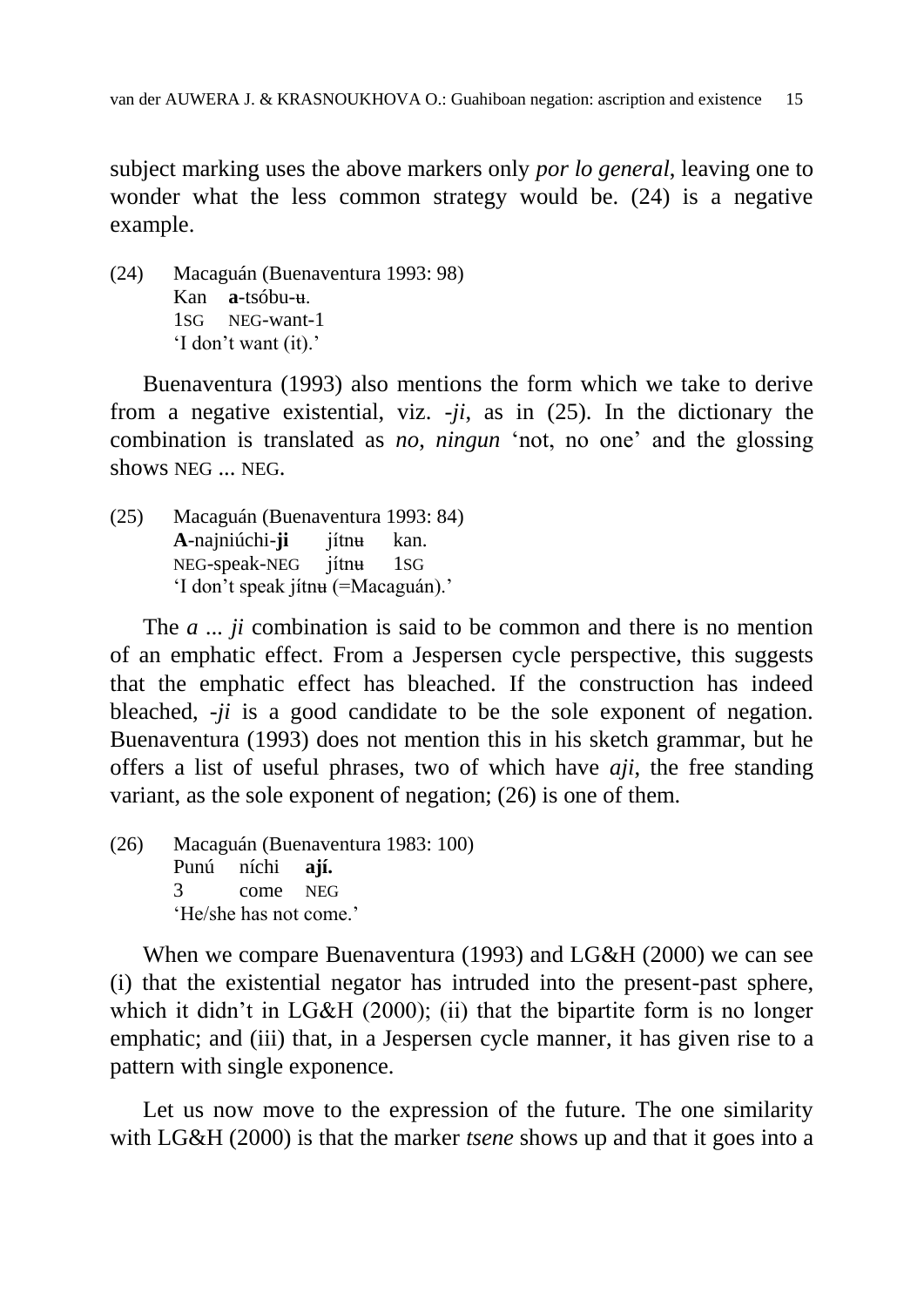subject marking uses the above markers only *por lo general*, leaving one to wonder what the less common strategy would be. (24) is a negative example.

(24) Macaguán (Buenaventura 1993: 98)
Kan **a**-tsóbu-ʉ.
1SG NEG-want-1
'I don't want (it).'

Buenaventura (1993) also mentions the form which we take to derive from a negative existential, viz. *-ji*, as in (25). In the dictionary the combination is translated as *no, ningun* 'not, no one' and the glossing shows NEG ... NEG.

(25) Macaguán (Buenaventura 1993: 84)
**A**-najniúchi-**ji** jítnʉ kan.
NEG-speak-NEG jítnʉ 1SG
'I don't speak jítnʉ (=Macaguán).'

The *a ... ji* combination is said to be common and there is no mention of an emphatic effect. From a Jespersen cycle perspective, this suggests that the emphatic effect has bleached. If the construction has indeed bleached, *-ji* is a good candidate to be the sole exponent of negation. Buenaventura (1993) does not mention this in his sketch grammar, but he offers a list of useful phrases, two of which have *aji*, the free standing variant, as the sole exponent of negation; (26) is one of them.

(26) Macaguán (Buenaventura 1983: 100)
Punú níchi **ají.**
3 come NEG
'He/she has not come.'

When we compare Buenaventura (1993) and LG&H (2000) we can see (i) that the existential negator has intruded into the present-past sphere, which it didn't in LG&H (2000); (ii) that the bipartite form is no longer emphatic; and (iii) that, in a Jespersen cycle manner, it has given rise to a pattern with single exponence.

Let us now move to the expression of the future. The one similarity with LG&H (2000) is that the marker *tsene* shows up and that it goes into a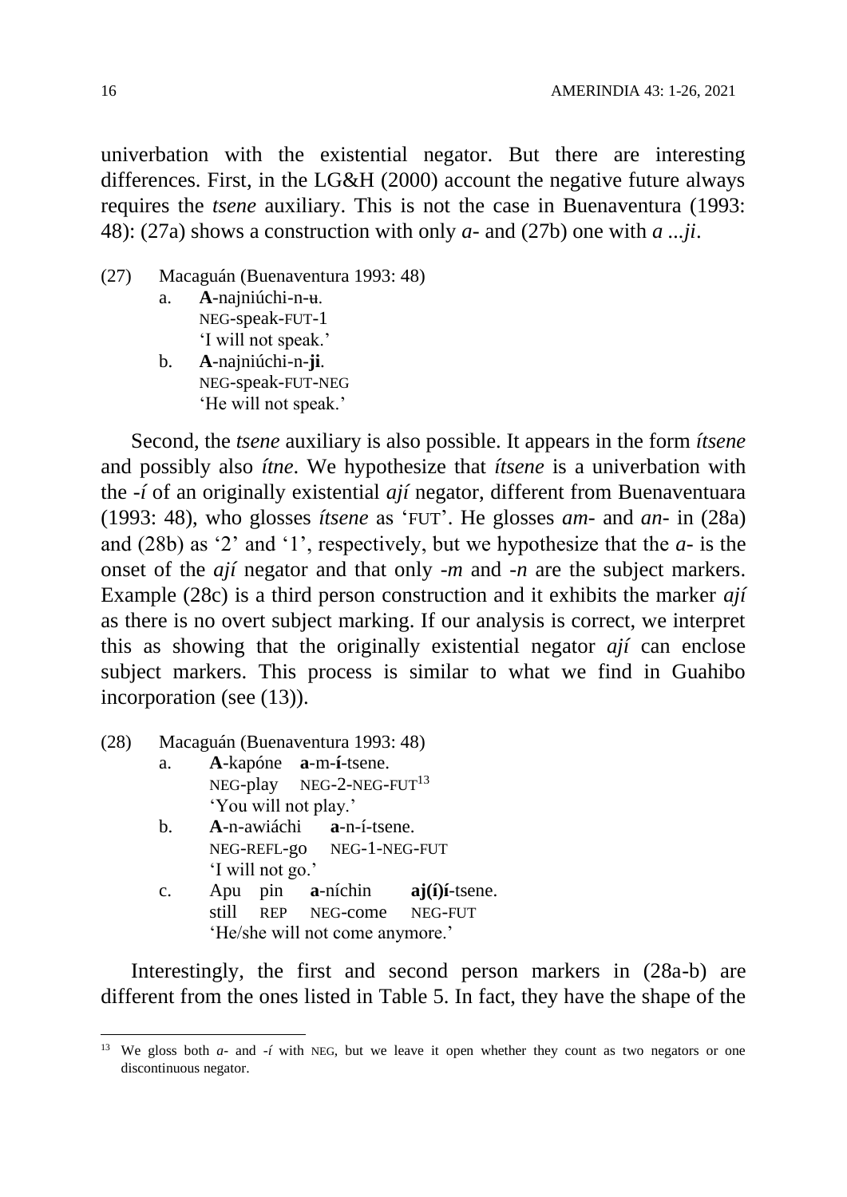univerbation with the existential negator. But there are interesting differences. First, in the LG&H (2000) account the negative future always requires the *tsene* auxiliary. This is not the case in Buenaventura (1993: 48): (27a) shows a construction with only *a-* and (27b) one with *a ...ji*.

(27) Macaguán (Buenaventura 1993: 48)

a. **A**-najniúchi-n-ʉ.
NEG-speak-FUT-1
'I will not speak.'

b. **A**-najniúchi-n-**ji**.
NEG-speak-FUT-NEG
'He will not speak.'

Second, the *tsene* auxiliary is also possible. It appears in the form *ítsene* and possibly also *ítne*. We hypothesize that *ítsene* is a univerbation with the *-í* of an originally existential *ají* negator, different from Buenaventuara (1993: 48), who glosses *ítsene* as 'FUT'. He glosses *am-* and *an-* in (28a) and (28b) as '2' and '1', respectively, but we hypothesize that the *a-* is the onset of the *ají* negator and that only *-m* and *-n* are the subject markers. Example (28c) is a third person construction and it exhibits the marker *ají* as there is no overt subject marking. If our analysis is correct, we interpret this as showing that the originally existential negator *ají* can enclose subject markers. This process is similar to what we find in Guahibo incorporation (see (13)).

(28) Macaguán (Buenaventura 1993: 48)

a. **A**-kapóne **a**-m-**í**-tsene.
NEG-play NEG-2-NEG-FUT[13]
'You will not play.'

b. **A**-n-awiáchi **a**-n-í-tsene.
NEG-REFL-go NEG-1-NEG-FUT
'I will not go.'

c. Apu pin **a**-níchin **aj(í)í**-tsene.
still REP NEG-come NEG-FUT
'He/she will not come anymore.'

Interestingly, the first and second person markers in (28a-b) are different from the ones listed in Table 5. In fact, they have the shape of the

[13] We gloss both *a-* and *-í* with NEG, but we leave it open whether they count as two negators or one discontinuous negator.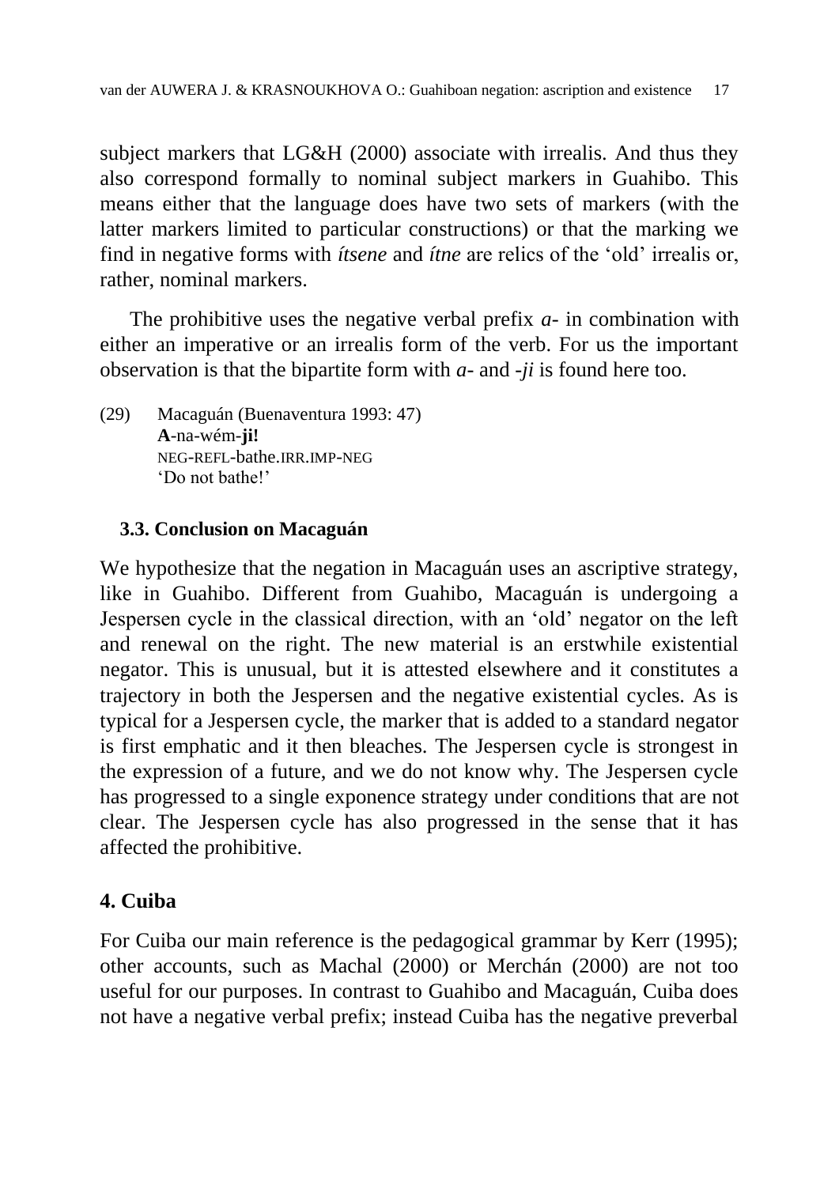subject markers that LG&H (2000) associate with irrealis. And thus they also correspond formally to nominal subject markers in Guahibo. This means either that the language does have two sets of markers (with the latter markers limited to particular constructions) or that the marking we find in negative forms with *ítsene* and *ítne* are relics of the 'old' irrealis or, rather, nominal markers.

The prohibitive uses the negative verbal prefix *a-* in combination with either an imperative or an irrealis form of the verb. For us the important observation is that the bipartite form with *a-* and *-ji* is found here too.

(29) Macaguán (Buenaventura 1993: 47)
**A**-na-wém-**ji!**
NEG-REFL-bathe.IRR.IMP-NEG
'Do not bathe!'

### 3.3. Conclusion on Macaguán

We hypothesize that the negation in Macaguán uses an ascriptive strategy, like in Guahibo. Different from Guahibo, Macaguán is undergoing a Jespersen cycle in the classical direction, with an 'old' negator on the left and renewal on the right. The new material is an erstwhile existential negator. This is unusual, but it is attested elsewhere and it constitutes a trajectory in both the Jespersen and the negative existential cycles. As is typical for a Jespersen cycle, the marker that is added to a standard negator is first emphatic and it then bleaches. The Jespersen cycle is strongest in the expression of a future, and we do not know why. The Jespersen cycle has progressed to a single exponence strategy under conditions that are not clear. The Jespersen cycle has also progressed in the sense that it has affected the prohibitive.

## 4. Cuiba

For Cuiba our main reference is the pedagogical grammar by Kerr (1995); other accounts, such as Machal (2000) or Merchán (2000) are not too useful for our purposes. In contrast to Guahibo and Macaguán, Cuiba does not have a negative verbal prefix; instead Cuiba has the negative preverbal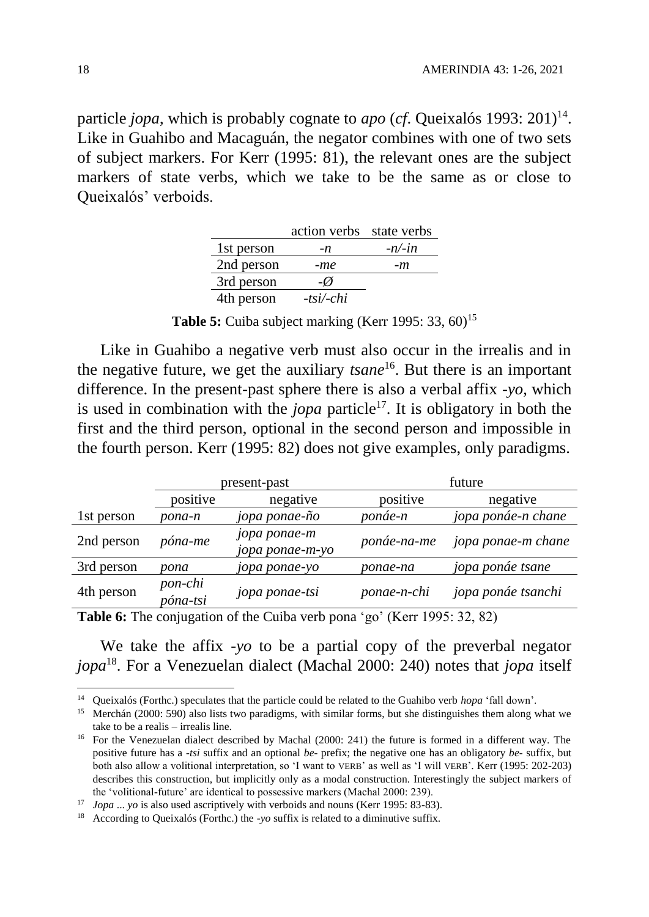particle *jopa*, which is probably cognate to *apo* (*cf*. Queixalós 1993: 201)[14]. Like in Guahibo and Macaguán, the negator combines with one of two sets of subject markers. For Kerr (1995: 81), the relevant ones are the subject markers of state verbs, which we take to be the same as or close to Queixalós' verboids.

| | action verbs | state verbs |
|---|---|---|
| 1st person | *-n* | *-n/-in* |
| 2nd person | *-me* | *-m* |
| 3rd person | *-Ø* | |
| 4th person | *-tsi/-chi* | |

**Table 5:** Cuiba subject marking (Kerr 1995: 33, 60)[15]

Like in Guahibo a negative verb must also occur in the irrealis and in the negative future, we get the auxiliary *tsane*[16]. But there is an important difference. In the present-past sphere there is also a verbal affix *-yo*, which is used in combination with the *jopa* particle[17]. It is obligatory in both the first and the third person, optional in the second person and impossible in the fourth person. Kerr (1995: 82) does not give examples, only paradigms.

| | present-past | | future | |
|---|---|---|---|---|
| | positive | negative | positive | negative |
| 1st person | *pona-n* | *jopa ponae-ño* | *ponáe-n* | *jopa ponáe-n chane* |
| 2nd person | *póna-me* | *jopa ponae-m* *jopa ponae-m-yo* | *ponáe-na-me* | *jopa ponae-m chane* |
| 3rd person | *pona* | *jopa ponae-yo* | *ponae-na* | *jopa ponáe tsane* |
| 4th person | *pon-chi* *póna-tsi* | *jopa ponae-tsi* | *ponae-n-chi* | *jopa ponáe tsanchi* |

**Table 6:** The conjugation of the Cuiba verb pona 'go' (Kerr 1995: 32, 82)

We take the affix *-yo* to be a partial copy of the preverbal negator *jopa*[18]. For a Venezuelan dialect (Machal 2000: 240) notes that *jopa* itself

---

[14] Queixalós (Forthc.) speculates that the particle could be related to the Guahibo verb *hopa* 'fall down'.

[15] Merchán (2000: 590) also lists two paradigms, with similar forms, but she distinguishes them along what we take to be a realis – irrealis line.

[16] For the Venezuelan dialect described by Machal (2000: 241) the future is formed in a different way. The positive future has a *-tsi* suffix and an optional *be-* prefix; the negative one has an obligatory *be-* suffix, but both also allow a volitional interpretation, so 'I want to VERB' as well as 'I will VERB'. Kerr (1995: 202-203) describes this construction, but implicitly only as a modal construction. Interestingly the subject markers of the 'volitional-future' are identical to possessive markers (Machal 2000: 239).

[17] *Jopa* ... *yo* is also used ascriptively with verboids and nouns (Kerr 1995: 83-83).

[18] According to Queixalós (Forthc.) the *-yo* suffix is related to a diminutive suffix.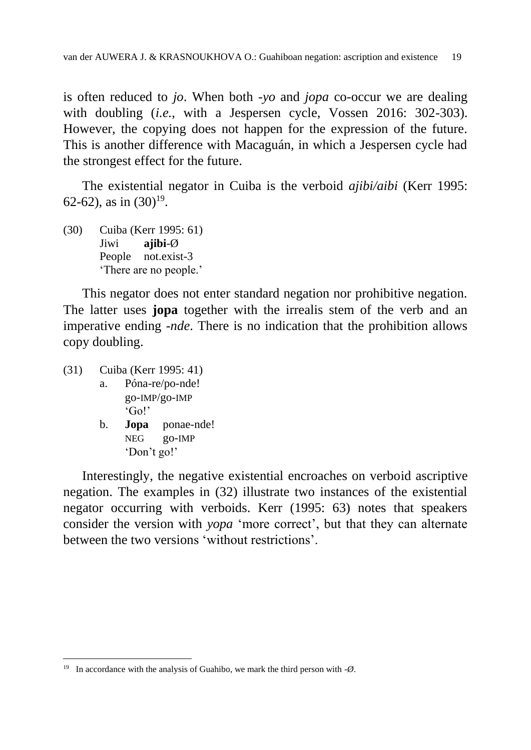is often reduced to *jo*. When both *-yo* and *jopa* co-occur we are dealing with doubling (*i.e.*, with a Jespersen cycle, Vossen 2016: 302-303). However, the copying does not happen for the expression of the future. This is another difference with Macaguán, in which a Jespersen cycle had the strongest effect for the future.

The existential negator in Cuiba is the verboid *ajibi/aibi* (Kerr 1995: 62-62), as in (30)[19].

(30) Cuiba (Kerr 1995: 61)
  Jiwi **ajibi**-Ø
  People not.exist-3
  'There are no people.'

This negator does not enter standard negation nor prohibitive negation. The latter uses **jopa** together with the irrealis stem of the verb and an imperative ending *-nde*. There is no indication that the prohibition allows copy doubling.

(31) Cuiba (Kerr 1995: 41)
  a. Póna-re/po-nde!
    go-IMP/go-IMP
    'Go!'
  b. **Jopa** ponae-nde!
    NEG go-IMP
    'Don't go!'

Interestingly, the negative existential encroaches on verboid ascriptive negation. The examples in (32) illustrate two instances of the existential negator occurring with verboids. Kerr (1995: 63) notes that speakers consider the version with *yopa* 'more correct', but that they can alternate between the two versions 'without restrictions'.

---

[19] In accordance with the analysis of Guahibo, we mark the third person with *-Ø*.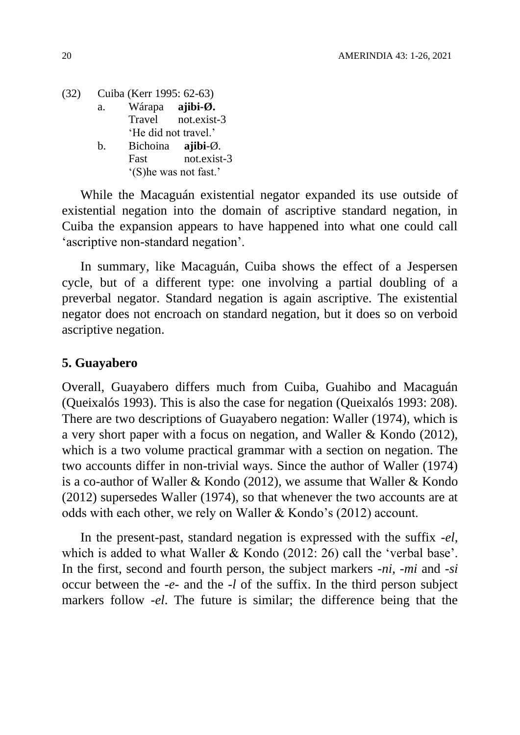(32) Cuiba (Kerr 1995: 62-63)

a. Wárapa **ajibi-Ø.**
   Travel not.exist-3
   'He did not travel.'

b. Bichoina **ajibi**-Ø.
   Fast not.exist-3
   '(S)he was not fast.'

While the Macaguán existential negator expanded its use outside of existential negation into the domain of ascriptive standard negation, in Cuiba the expansion appears to have happened into what one could call 'ascriptive non-standard negation'.

In summary, like Macaguán, Cuiba shows the effect of a Jespersen cycle, but of a different type: one involving a partial doubling of a preverbal negator. Standard negation is again ascriptive. The existential negator does not encroach on standard negation, but it does so on verboid ascriptive negation.

## 5. Guayabero

Overall, Guayabero differs much from Cuiba, Guahibo and Macaguán (Queixalós 1993). This is also the case for negation (Queixalós 1993: 208). There are two descriptions of Guayabero negation: Waller (1974), which is a very short paper with a focus on negation, and Waller & Kondo (2012), which is a two volume practical grammar with a section on negation. The two accounts differ in non-trivial ways. Since the author of Waller (1974) is a co-author of Waller & Kondo (2012), we assume that Waller & Kondo (2012) supersedes Waller (1974), so that whenever the two accounts are at odds with each other, we rely on Waller & Kondo's (2012) account.

In the present-past, standard negation is expressed with the suffix *-el*, which is added to what Waller & Kondo (2012: 26) call the 'verbal base'. In the first, second and fourth person, the subject markers *-ni*, *-mi* and *-si* occur between the *-e-* and the *-l* of the suffix. In the third person subject markers follow *-el*. The future is similar; the difference being that the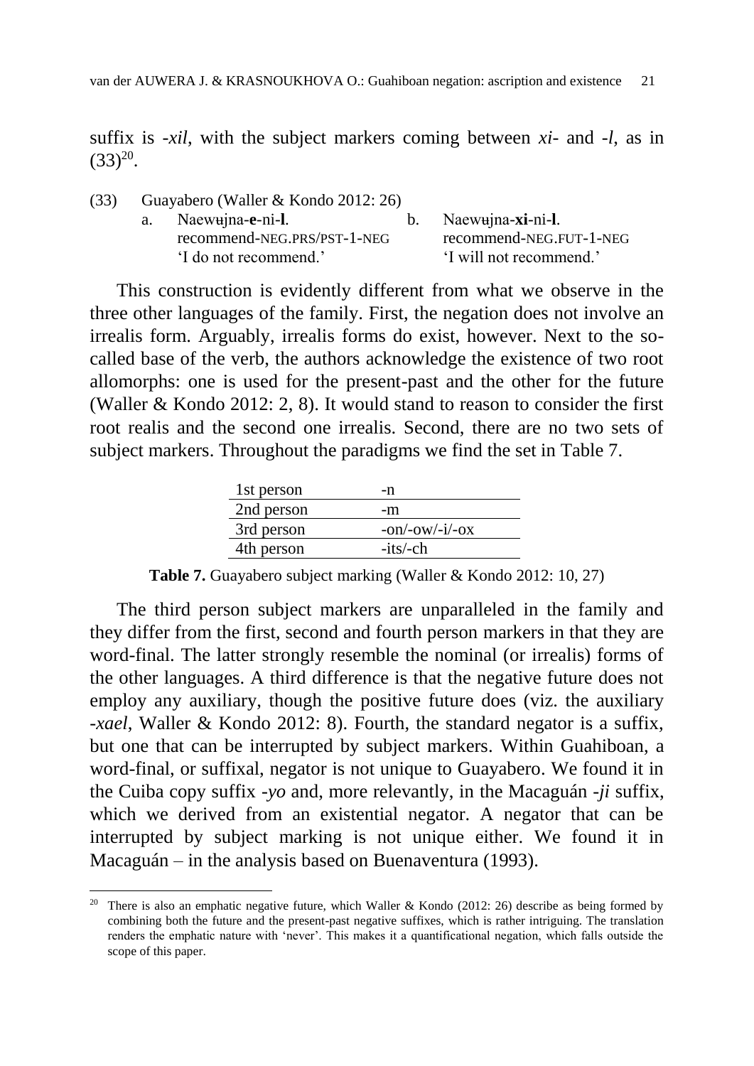suffix is *-xil*, with the subject markers coming between *xi-* and *-l*, as in (33)[20].

(33) Guayabero (Waller & Kondo 2012: 26)

a. Naewʉjna-**e**-ni-**l**.
recommend-NEG.PRS/PST-1-NEG
'I do not recommend.'

b. Naewʉjna-**xi**-ni-**l**.
recommend-NEG.FUT-1-NEG
'I will not recommend.'

This construction is evidently different from what we observe in the three other languages of the family. First, the negation does not involve an irrealis form. Arguably, irrealis forms do exist, however. Next to the so-called base of the verb, the authors acknowledge the existence of two root allomorphs: one is used for the present-past and the other for the future (Waller & Kondo 2012: 2, 8). It would stand to reason to consider the first root realis and the second one irrealis. Second, there are no two sets of subject markers. Throughout the paradigms we find the set in Table 7.

| | |
|---|---|
| 1st person | -n |
| 2nd person | -m |
| 3rd person | -on/-ow/-i/-ox |
| 4th person | -its/-ch |

**Table 7.** Guayabero subject marking (Waller & Kondo 2012: 10, 27)

The third person subject markers are unparalleled in the family and they differ from the first, second and fourth person markers in that they are word-final. The latter strongly resemble the nominal (or irrealis) forms of the other languages. A third difference is that the negative future does not employ any auxiliary, though the positive future does (viz. the auxiliary *-xael*, Waller & Kondo 2012: 8). Fourth, the standard negator is a suffix, but one that can be interrupted by subject markers. Within Guahiboan, a word-final, or suffixal, negator is not unique to Guayabero. We found it in the Cuiba copy suffix *-yo* and, more relevantly, in the Macaguán *-ji* suffix, which we derived from an existential negator. A negator that can be interrupted by subject marking is not unique either. We found it in Macaguán – in the analysis based on Buenaventura (1993).

[20] There is also an emphatic negative future, which Waller & Kondo (2012: 26) describe as being formed by combining both the future and the present-past negative suffixes, which is rather intriguing. The translation renders the emphatic nature with 'never'. This makes it a quantificational negation, which falls outside the scope of this paper.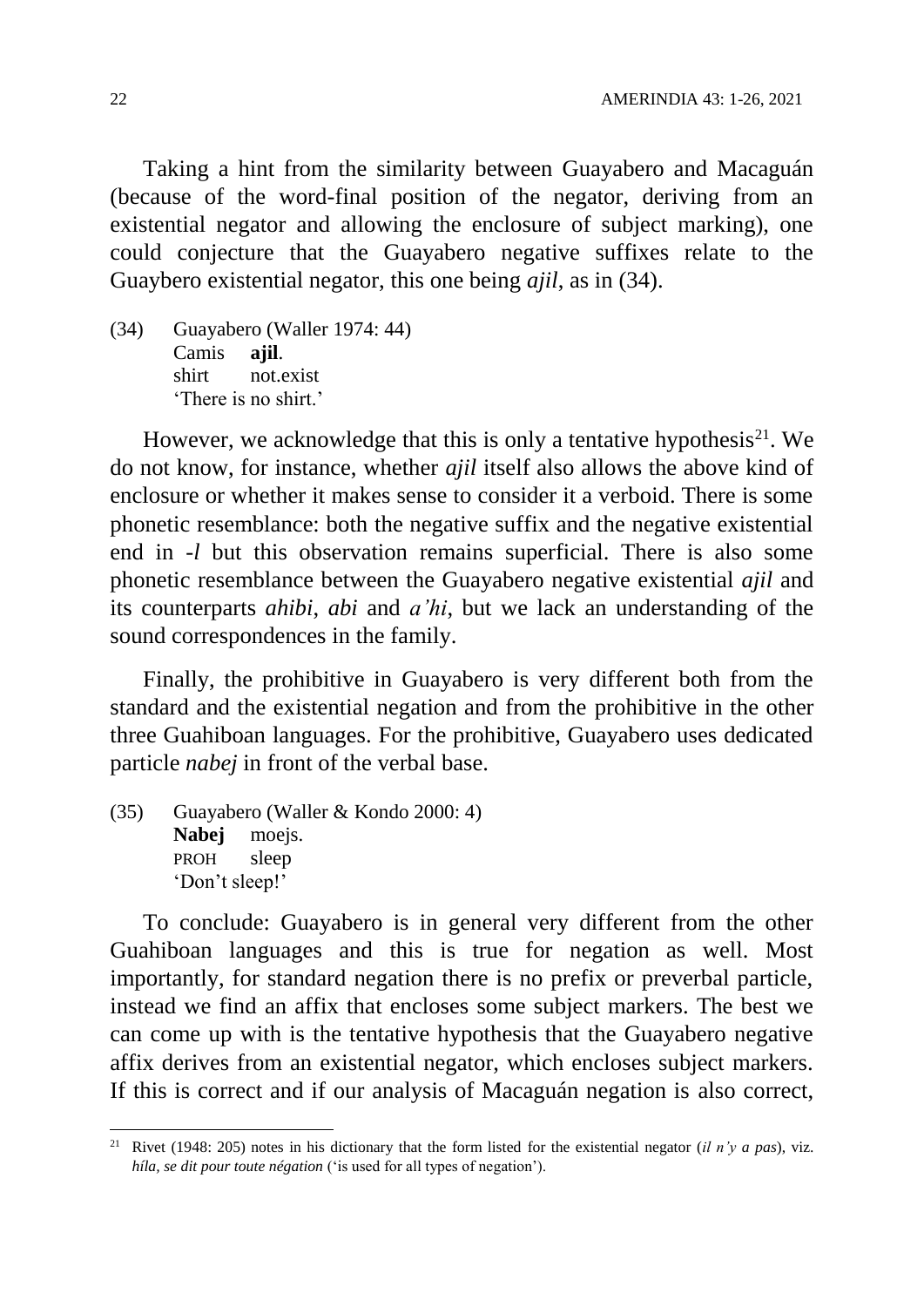Taking a hint from the similarity between Guayabero and Macaguán (because of the word-final position of the negator, deriving from an existential negator and allowing the enclosure of subject marking), one could conjecture that the Guayabero negative suffixes relate to the Guaybero existential negator, this one being *ajil*, as in (34).

(34) Guayabero (Waller 1974: 44)
Camis **ajil**.
shirt not.exist
'There is no shirt.'

However, we acknowledge that this is only a tentative hypothesis[21]. We do not know, for instance, whether *ajil* itself also allows the above kind of enclosure or whether it makes sense to consider it a verboid. There is some phonetic resemblance: both the negative suffix and the negative existential end in *-l* but this observation remains superficial. There is also some phonetic resemblance between the Guayabero negative existential *ajil* and its counterparts *ahibi*, *abi* and *a'hi*, but we lack an understanding of the sound correspondences in the family.

Finally, the prohibitive in Guayabero is very different both from the standard and the existential negation and from the prohibitive in the other three Guahiboan languages. For the prohibitive, Guayabero uses dedicated particle *nabej* in front of the verbal base.

(35) Guayabero (Waller & Kondo 2000: 4)
**Nabej** moejs.
PROH sleep
'Don't sleep!'

To conclude: Guayabero is in general very different from the other Guahiboan languages and this is true for negation as well. Most importantly, for standard negation there is no prefix or preverbal particle, instead we find an affix that encloses some subject markers. The best we can come up with is the tentative hypothesis that the Guayabero negative affix derives from an existential negator, which encloses subject markers. If this is correct and if our analysis of Macaguán negation is also correct,

---

[21] Rivet (1948: 205) notes in his dictionary that the form listed for the existential negator (*il n'y a pas*), viz. *híla*, *se dit pour toute négation* ('is used for all types of negation').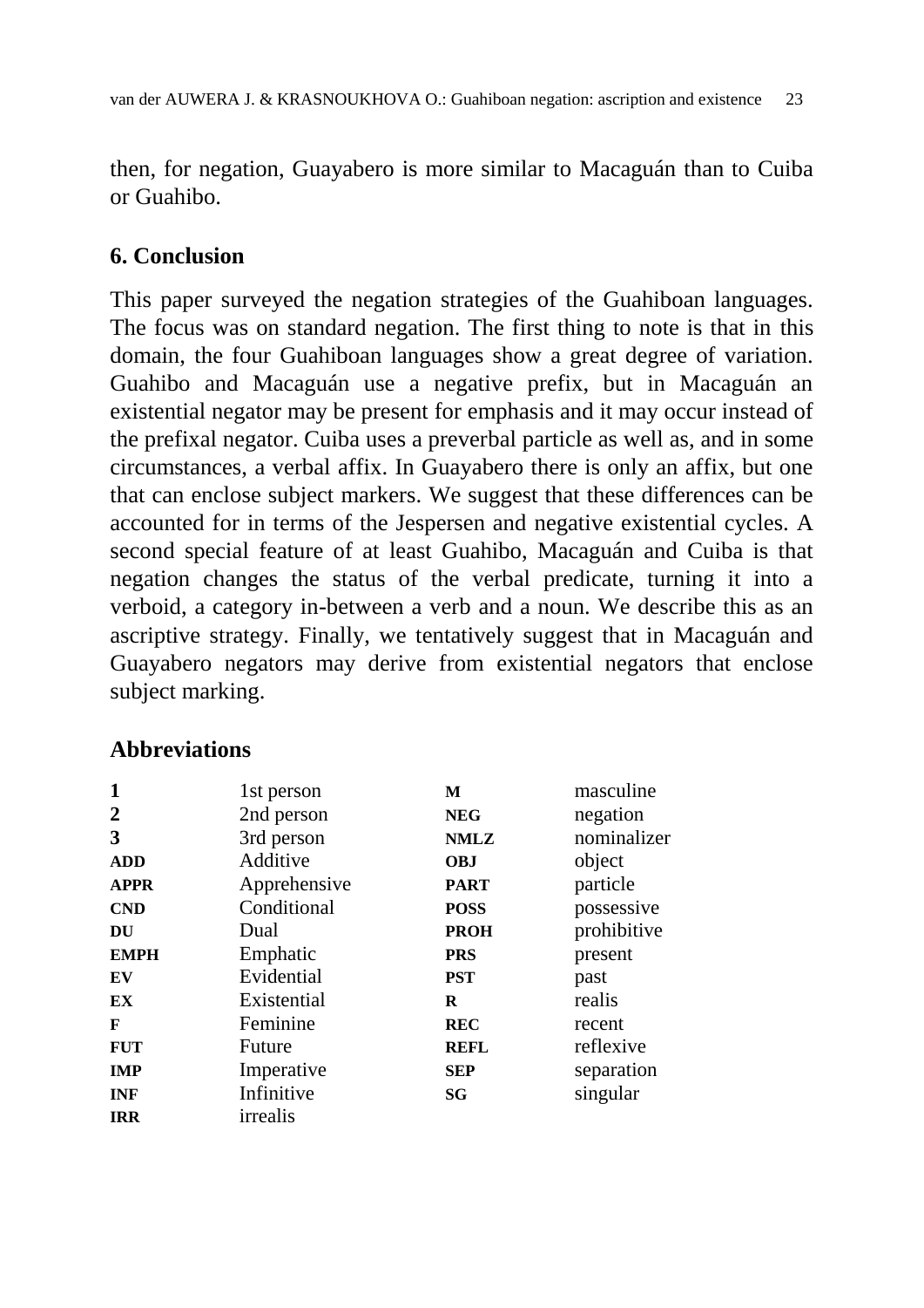then, for negation, Guayabero is more similar to Macaguán than to Cuiba or Guahibo.

## 6. Conclusion

This paper surveyed the negation strategies of the Guahiboan languages. The focus was on standard negation. The first thing to note is that in this domain, the four Guahiboan languages show a great degree of variation. Guahibo and Macaguán use a negative prefix, but in Macaguán an existential negator may be present for emphasis and it may occur instead of the prefixal negator. Cuiba uses a preverbal particle as well as, and in some circumstances, a verbal affix. In Guayabero there is only an affix, but one that can enclose subject markers. We suggest that these differences can be accounted for in terms of the Jespersen and negative existential cycles. A second special feature of at least Guahibo, Macaguán and Cuiba is that negation changes the status of the verbal predicate, turning it into a verboid, a category in-between a verb and a noun. We describe this as an ascriptive strategy. Finally, we tentatively suggest that in Macaguán and Guayabero negators may derive from existential negators that enclose subject marking.

## Abbreviations

| | | | |
|---|---|---|---|
| **1** | 1st person | **M** | masculine |
| **2** | 2nd person | **NEG** | negation |
| **3** | 3rd person | **NMLZ** | nominalizer |
| **ADD** | Additive | **OBJ** | object |
| **APPR** | Apprehensive | **PART** | particle |
| **CND** | Conditional | **POSS** | possessive |
| **DU** | Dual | **PROH** | prohibitive |
| **EMPH** | Emphatic | **PRS** | present |
| **EV** | Evidential | **PST** | past |
| **EX** | Existential | **R** | realis |
| **F** | Feminine | **REC** | recent |
| **FUT** | Future | **REFL** | reflexive |
| **IMP** | Imperative | **SEP** | separation |
| **INF** | Infinitive | **SG** | singular |
| **IRR** | irrealis | | |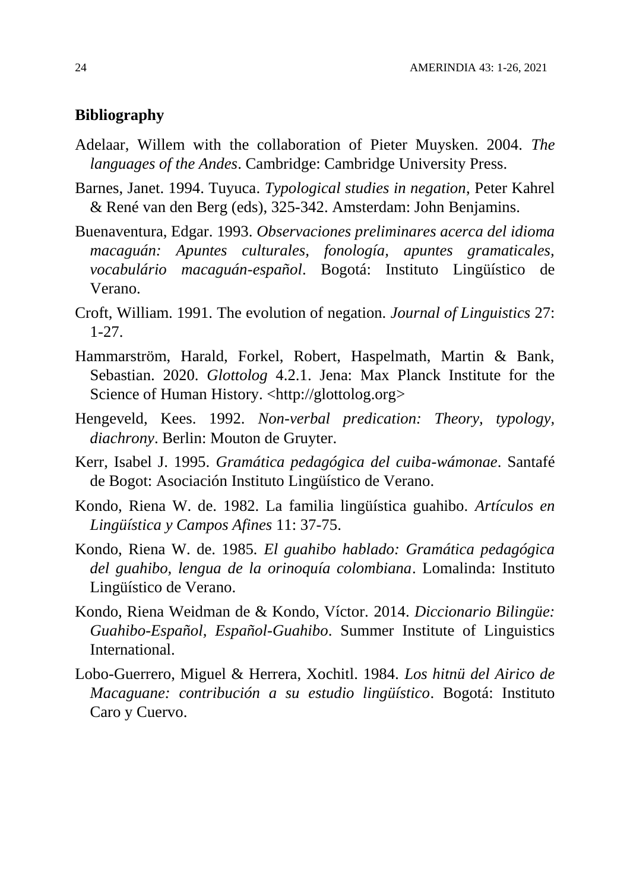## Bibliography

Adelaar, Willem with the collaboration of Pieter Muysken. 2004. *The languages of the Andes*. Cambridge: Cambridge University Press.

Barnes, Janet. 1994. Tuyuca. *Typological studies in negation*, Peter Kahrel & René van den Berg (eds), 325-342. Amsterdam: John Benjamins.

Buenaventura, Edgar. 1993. *Observaciones preliminares acerca del idioma macaguán: Apuntes culturales, fonología, apuntes gramaticales, vocabulário macaguán-español*. Bogotá: Instituto Lingüístico de Verano.

Croft, William. 1991. The evolution of negation. *Journal of Linguistics* 27: 1-27.

Hammarström, Harald, Forkel, Robert, Haspelmath, Martin & Bank, Sebastian. 2020. *Glottolog* 4.2.1. Jena: Max Planck Institute for the Science of Human History. <http://glottolog.org>

Hengeveld, Kees. 1992. *Non-verbal predication: Theory, typology, diachrony*. Berlin: Mouton de Gruyter.

Kerr, Isabel J. 1995. *Gramática pedagógica del cuiba-wámonae*. Santafé de Bogot: Asociación Instituto Lingüístico de Verano.

Kondo, Riena W. de. 1982. La familia lingüística guahibo. *Artículos en Lingüística y Campos Afines* 11: 37-75.

Kondo, Riena W. de. 1985. *El guahibo hablado: Gramática pedagógica del guahibo, lengua de la orinoquía colombiana*. Lomalinda: Instituto Lingüístico de Verano.

Kondo, Riena Weidman de & Kondo, Víctor. 2014. *Diccionario Bilingüe: Guahibo-Español, Español-Guahibo*. Summer Institute of Linguistics International.

Lobo-Guerrero, Miguel & Herrera, Xochitl. 1984. *Los hitnü del Airico de Macaguane: contribución a su estudio lingüístico*. Bogotá: Instituto Caro y Cuervo.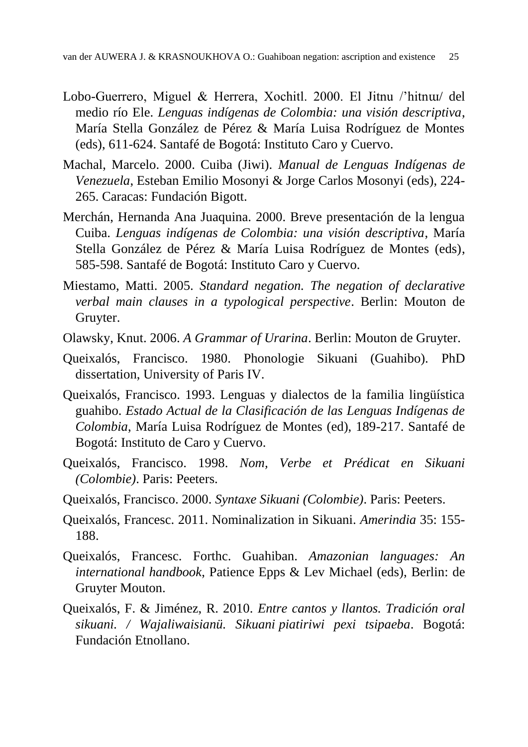Lobo-Guerrero, Miguel & Herrera, Xochitl. 2000. El Jitnu /'hitnɯ/ del medio río Ele. *Lenguas indígenas de Colombia: una visión descriptiva*, María Stella González de Pérez & María Luisa Rodríguez de Montes (eds), 611-624. Santafé de Bogotá: Instituto Caro y Cuervo.

Machal, Marcelo. 2000. Cuiba (Jiwi). *Manual de Lenguas Indígenas de Venezuela*, Esteban Emilio Mosonyi & Jorge Carlos Mosonyi (eds), 224-265. Caracas: Fundación Bigott.

Merchán, Hernanda Ana Juaquina. 2000. Breve presentación de la lengua Cuiba. *Lenguas indígenas de Colombia: una visión descriptiva*, María Stella González de Pérez & María Luisa Rodríguez de Montes (eds), 585-598. Santafé de Bogotá: Instituto Caro y Cuervo.

Miestamo, Matti. 2005. *Standard negation. The negation of declarative verbal main clauses in a typological perspective*. Berlin: Mouton de Gruyter.

Olawsky, Knut. 2006. *A Grammar of Urarina*. Berlin: Mouton de Gruyter.

Queixalós, Francisco. 1980. Phonologie Sikuani (Guahibo). PhD dissertation, University of Paris IV.

Queixalós, Francisco. 1993. Lenguas y dialectos de la familia lingüística guahibo. *Estado Actual de la Clasificación de las Lenguas Indígenas de Colombia*, María Luisa Rodríguez de Montes (ed), 189-217. Santafé de Bogotá: Instituto de Caro y Cuervo.

Queixalós, Francisco. 1998. *Nom, Verbe et Prédicat en Sikuani (Colombie)*. Paris: Peeters.

Queixalós, Francisco. 2000. *Syntaxe Sikuani (Colombie)*. Paris: Peeters.

Queixalós, Francesc. 2011. Nominalization in Sikuani. *Amerindia* 35: 155-188.

Queixalós, Francesc. Forthc. Guahiban. *Amazonian languages: An international handbook*, Patience Epps & Lev Michael (eds), Berlin: de Gruyter Mouton.

Queixalós, F. & Jiménez, R. 2010. *Entre cantos y llantos. Tradición oral sikuani. / Wajaliwaisianü. Sikuani piatiriwi pexi tsipaeba*. Bogotá: Fundación Etnollano.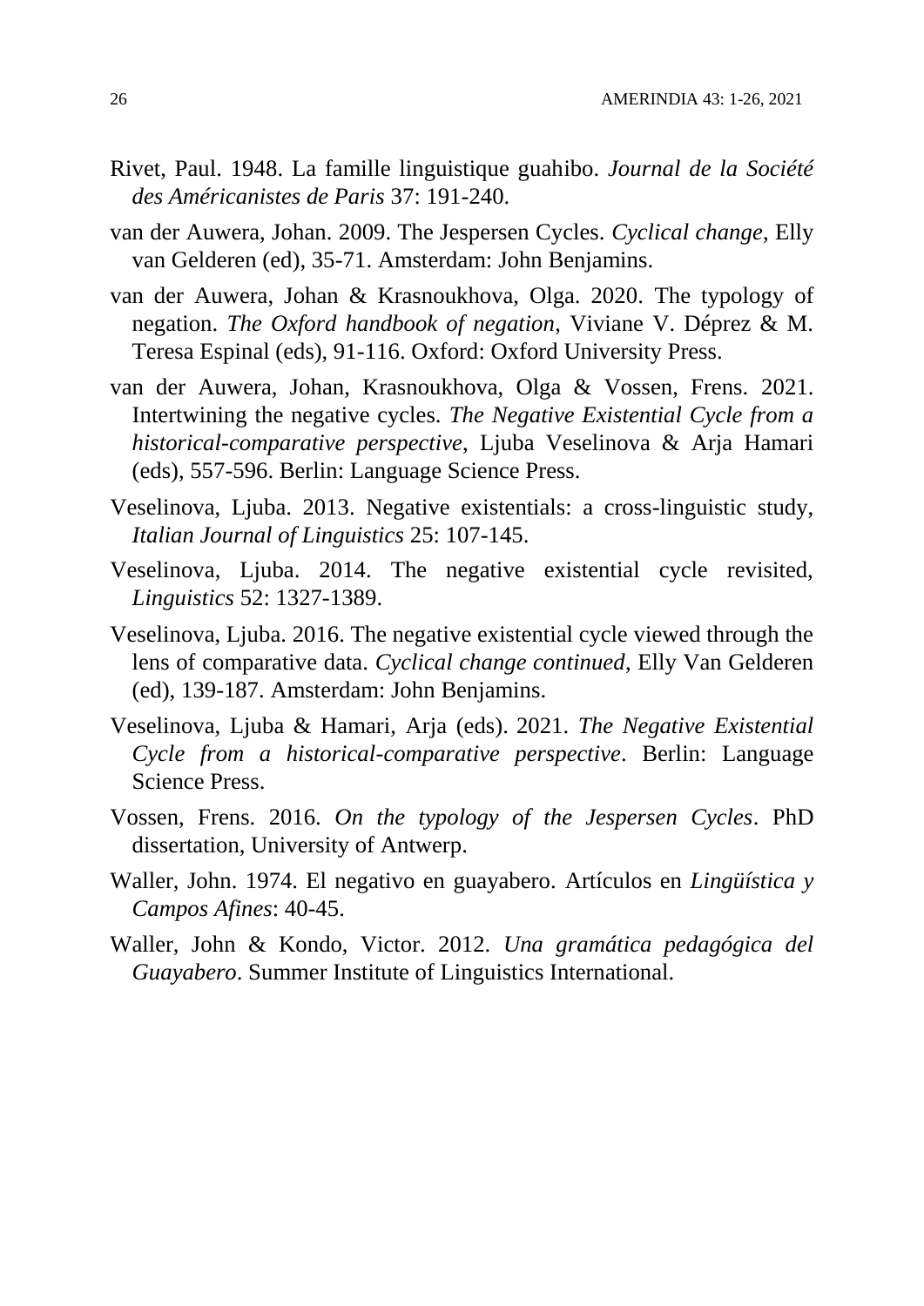Rivet, Paul. 1948. La famille linguistique guahibo. *Journal de la Société des Américanistes de Paris* 37: 191-240.

van der Auwera, Johan. 2009. The Jespersen Cycles. *Cyclical change*, Elly van Gelderen (ed), 35-71. Amsterdam: John Benjamins.

van der Auwera, Johan & Krasnoukhova, Olga. 2020. The typology of negation. *The Oxford handbook of negation*, Viviane V. Déprez & M. Teresa Espinal (eds), 91-116. Oxford: Oxford University Press.

van der Auwera, Johan, Krasnoukhova, Olga & Vossen, Frens. 2021. Intertwining the negative cycles. *The Negative Existential Cycle from a historical-comparative perspective*, Ljuba Veselinova & Arja Hamari (eds), 557-596. Berlin: Language Science Press.

Veselinova, Ljuba. 2013. Negative existentials: a cross-linguistic study, *Italian Journal of Linguistics* 25: 107-145.

Veselinova, Ljuba. 2014. The negative existential cycle revisited, *Linguistics* 52: 1327-1389.

Veselinova, Ljuba. 2016. The negative existential cycle viewed through the lens of comparative data. *Cyclical change continued*, Elly Van Gelderen (ed), 139-187. Amsterdam: John Benjamins.

Veselinova, Ljuba & Hamari, Arja (eds). 2021. *The Negative Existential Cycle from a historical-comparative perspective*. Berlin: Language Science Press.

Vossen, Frens. 2016. *On the typology of the Jespersen Cycles*. PhD dissertation, University of Antwerp.

Waller, John. 1974. El negativo en guayabero. Artículos en *Lingüística y Campos Afines*: 40-45.

Waller, John & Kondo, Victor. 2012. *Una gramática pedagógica del Guayabero*. Summer Institute of Linguistics International.